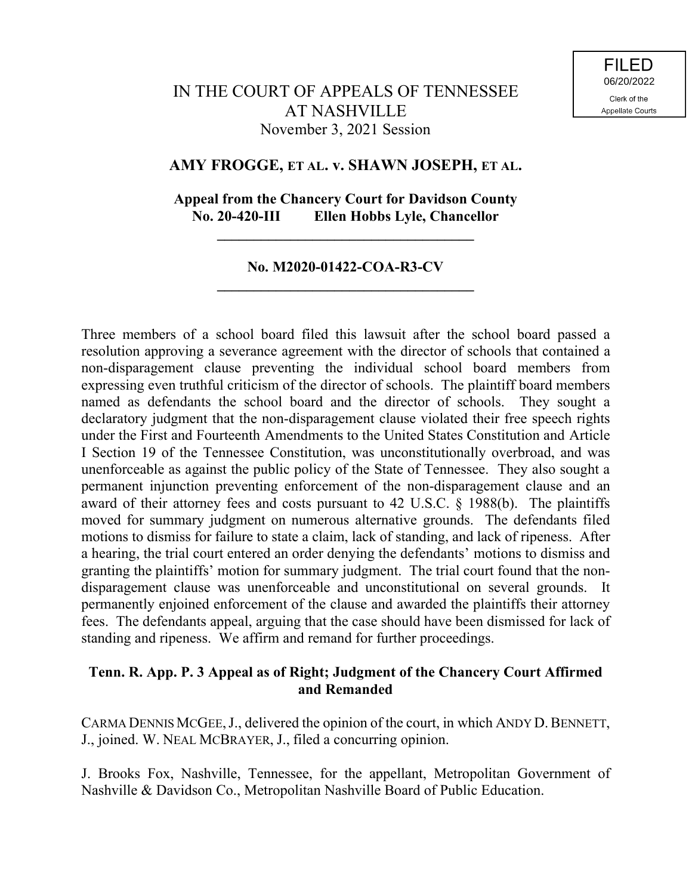FILED
06/20/2022
Clerk of the
Appellate Courts

# IN THE COURT OF APPEALS OF TENNESSEE AT NASHVILLE

November 3, 2021 Session

## AMY FROGGE, ET AL. v. SHAWN JOSEPH, ET AL.

**Appeal from the Chancery Court for Davidson County**
**No. 20-420-III Ellen Hobbs Lyle, Chancellor**

---

**No. M2020-01422-COA-R3-CV**

---

Three members of a school board filed this lawsuit after the school board passed a resolution approving a severance agreement with the director of schools that contained a non-disparagement clause preventing the individual school board members from expressing even truthful criticism of the director of schools. The plaintiff board members named as defendants the school board and the director of schools. They sought a declaratory judgment that the non-disparagement clause violated their free speech rights under the First and Fourteenth Amendments to the United States Constitution and Article I Section 19 of the Tennessee Constitution, was unconstitutionally overbroad, and was unenforceable as against the public policy of the State of Tennessee. They also sought a permanent injunction preventing enforcement of the non-disparagement clause and an award of their attorney fees and costs pursuant to 42 U.S.C. § 1988(b). The plaintiffs moved for summary judgment on numerous alternative grounds. The defendants filed motions to dismiss for failure to state a claim, lack of standing, and lack of ripeness. After a hearing, the trial court entered an order denying the defendants' motions to dismiss and granting the plaintiffs' motion for summary judgment. The trial court found that the non-disparagement clause was unenforceable and unconstitutional on several grounds. It permanently enjoined enforcement of the clause and awarded the plaintiffs their attorney fees. The defendants appeal, arguing that the case should have been dismissed for lack of standing and ripeness. We affirm and remand for further proceedings.

**Tenn. R. App. P. 3 Appeal as of Right; Judgment of the Chancery Court Affirmed and Remanded**

CARMA DENNIS MCGEE, J., delivered the opinion of the court, in which ANDY D. BENNETT, J., joined. W. NEAL MCBRAYER, J., filed a concurring opinion.

J. Brooks Fox, Nashville, Tennessee, for the appellant, Metropolitan Government of Nashville & Davidson Co., Metropolitan Nashville Board of Public Education.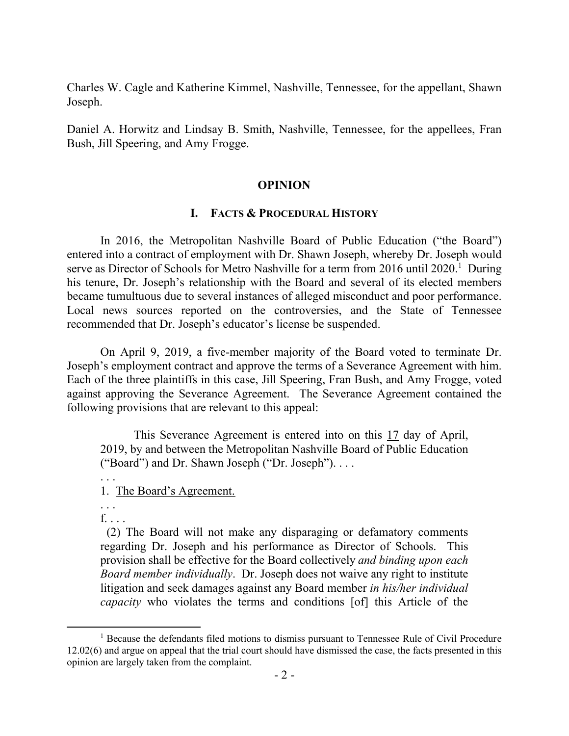Charles W. Cagle and Katherine Kimmel, Nashville, Tennessee, for the appellant, Shawn Joseph.

Daniel A. Horwitz and Lindsay B. Smith, Nashville, Tennessee, for the appellees, Fran Bush, Jill Speering, and Amy Frogge.

## OPINION

### I. FACTS & PROCEDURAL HISTORY

In 2016, the Metropolitan Nashville Board of Public Education ("the Board") entered into a contract of employment with Dr. Shawn Joseph, whereby Dr. Joseph would serve as Director of Schools for Metro Nashville for a term from 2016 until 2020.[1] During his tenure, Dr. Joseph's relationship with the Board and several of its elected members became tumultuous due to several instances of alleged misconduct and poor performance. Local news sources reported on the controversies, and the State of Tennessee recommended that Dr. Joseph's educator's license be suspended.

On April 9, 2019, a five-member majority of the Board voted to terminate Dr. Joseph's employment contract and approve the terms of a Severance Agreement with him. Each of the three plaintiffs in this case, Jill Speering, Fran Bush, and Amy Frogge, voted against approving the Severance Agreement. The Severance Agreement contained the following provisions that are relevant to this appeal:

> This Severance Agreement is entered into on this 17 day of April, 2019, by and between the Metropolitan Nashville Board of Public Education ("Board") and Dr. Shawn Joseph ("Dr. Joseph"). . . .
>
> . . .
>
> 1. The Board's Agreement.
>
> . . .
>
> f. . . .
>
> (2) The Board will not make any disparaging or defamatory comments regarding Dr. Joseph and his performance as Director of Schools. This provision shall be effective for the Board collectively *and binding upon each Board member individually*. Dr. Joseph does not waive any right to institute litigation and seek damages against any Board member *in his/her individual capacity* who violates the terms and conditions [of] this Article of the

[1] Because the defendants filed motions to dismiss pursuant to Tennessee Rule of Civil Procedure 12.02(6) and argue on appeal that the trial court should have dismissed the case, the facts presented in this opinion are largely taken from the complaint.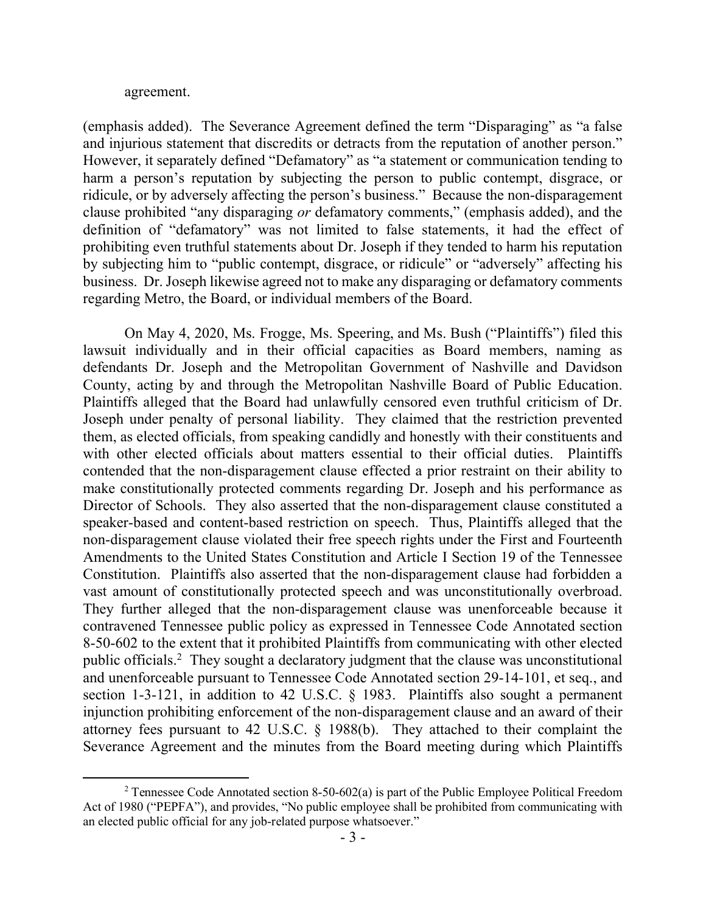agreement.

(emphasis added). The Severance Agreement defined the term "Disparaging" as "a false and injurious statement that discredits or detracts from the reputation of another person." However, it separately defined "Defamatory" as "a statement or communication tending to harm a person's reputation by subjecting the person to public contempt, disgrace, or ridicule, or by adversely affecting the person's business." Because the non-disparagement clause prohibited "any disparaging *or* defamatory comments," (emphasis added), and the definition of "defamatory" was not limited to false statements, it had the effect of prohibiting even truthful statements about Dr. Joseph if they tended to harm his reputation by subjecting him to "public contempt, disgrace, or ridicule" or "adversely" affecting his business. Dr. Joseph likewise agreed not to make any disparaging or defamatory comments regarding Metro, the Board, or individual members of the Board.

On May 4, 2020, Ms. Frogge, Ms. Speering, and Ms. Bush ("Plaintiffs") filed this lawsuit individually and in their official capacities as Board members, naming as defendants Dr. Joseph and the Metropolitan Government of Nashville and Davidson County, acting by and through the Metropolitan Nashville Board of Public Education. Plaintiffs alleged that the Board had unlawfully censored even truthful criticism of Dr. Joseph under penalty of personal liability. They claimed that the restriction prevented them, as elected officials, from speaking candidly and honestly with their constituents and with other elected officials about matters essential to their official duties. Plaintiffs contended that the non-disparagement clause effected a prior restraint on their ability to make constitutionally protected comments regarding Dr. Joseph and his performance as Director of Schools. They also asserted that the non-disparagement clause constituted a speaker-based and content-based restriction on speech. Thus, Plaintiffs alleged that the non-disparagement clause violated their free speech rights under the First and Fourteenth Amendments to the United States Constitution and Article I Section 19 of the Tennessee Constitution. Plaintiffs also asserted that the non-disparagement clause had forbidden a vast amount of constitutionally protected speech and was unconstitutionally overbroad. They further alleged that the non-disparagement clause was unenforceable because it contravened Tennessee public policy as expressed in Tennessee Code Annotated section 8-50-602 to the extent that it prohibited Plaintiffs from communicating with other elected public officials.[2] They sought a declaratory judgment that the clause was unconstitutional and unenforceable pursuant to Tennessee Code Annotated section 29-14-101, et seq., and section 1-3-121, in addition to 42 U.S.C. § 1983. Plaintiffs also sought a permanent injunction prohibiting enforcement of the non-disparagement clause and an award of their attorney fees pursuant to 42 U.S.C. § 1988(b). They attached to their complaint the Severance Agreement and the minutes from the Board meeting during which Plaintiffs

[2] Tennessee Code Annotated section 8-50-602(a) is part of the Public Employee Political Freedom Act of 1980 ("PEPFA"), and provides, "No public employee shall be prohibited from communicating with an elected public official for any job-related purpose whatsoever."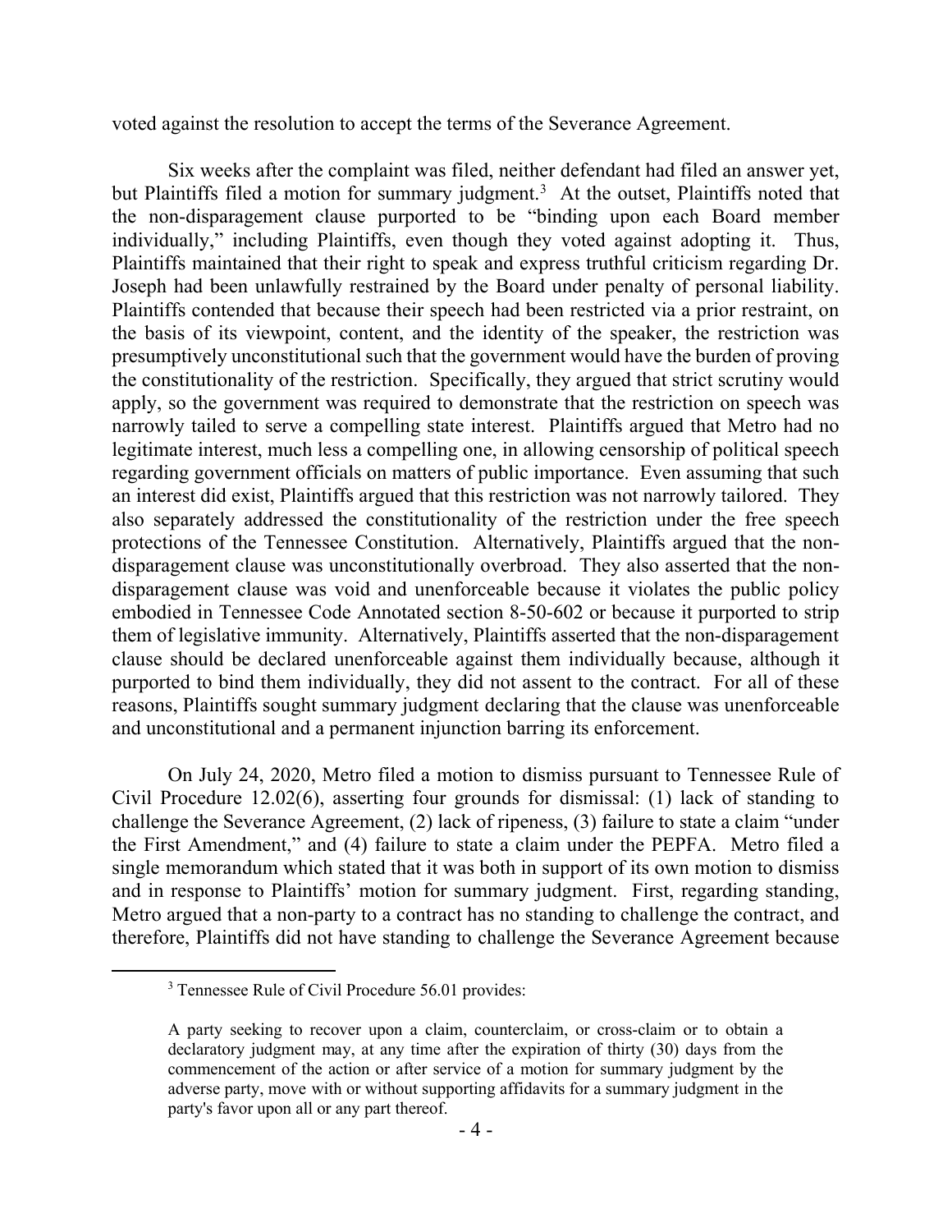voted against the resolution to accept the terms of the Severance Agreement.

Six weeks after the complaint was filed, neither defendant had filed an answer yet, but Plaintiffs filed a motion for summary judgment.[3] At the outset, Plaintiffs noted that the non-disparagement clause purported to be "binding upon each Board member individually," including Plaintiffs, even though they voted against adopting it. Thus, Plaintiffs maintained that their right to speak and express truthful criticism regarding Dr. Joseph had been unlawfully restrained by the Board under penalty of personal liability. Plaintiffs contended that because their speech had been restricted via a prior restraint, on the basis of its viewpoint, content, and the identity of the speaker, the restriction was presumptively unconstitutional such that the government would have the burden of proving the constitutionality of the restriction. Specifically, they argued that strict scrutiny would apply, so the government was required to demonstrate that the restriction on speech was narrowly tailed to serve a compelling state interest. Plaintiffs argued that Metro had no legitimate interest, much less a compelling one, in allowing censorship of political speech regarding government officials on matters of public importance. Even assuming that such an interest did exist, Plaintiffs argued that this restriction was not narrowly tailored. They also separately addressed the constitutionality of the restriction under the free speech protections of the Tennessee Constitution. Alternatively, Plaintiffs argued that the non-disparagement clause was unconstitutionally overbroad. They also asserted that the non-disparagement clause was void and unenforceable because it violates the public policy embodied in Tennessee Code Annotated section 8-50-602 or because it purported to strip them of legislative immunity. Alternatively, Plaintiffs asserted that the non-disparagement clause should be declared unenforceable against them individually because, although it purported to bind them individually, they did not assent to the contract. For all of these reasons, Plaintiffs sought summary judgment declaring that the clause was unenforceable and unconstitutional and a permanent injunction barring its enforcement.

On July 24, 2020, Metro filed a motion to dismiss pursuant to Tennessee Rule of Civil Procedure 12.02(6), asserting four grounds for dismissal: (1) lack of standing to challenge the Severance Agreement, (2) lack of ripeness, (3) failure to state a claim "under the First Amendment," and (4) failure to state a claim under the PEPFA. Metro filed a single memorandum which stated that it was both in support of its own motion to dismiss and in response to Plaintiffs' motion for summary judgment. First, regarding standing, Metro argued that a non-party to a contract has no standing to challenge the contract, and therefore, Plaintiffs did not have standing to challenge the Severance Agreement because

---

[3] Tennessee Rule of Civil Procedure 56.01 provides:

> A party seeking to recover upon a claim, counterclaim, or cross-claim or to obtain a declaratory judgment may, at any time after the expiration of thirty (30) days from the commencement of the action or after service of a motion for summary judgment by the adverse party, move with or without supporting affidavits for a summary judgment in the party's favor upon all or any part thereof.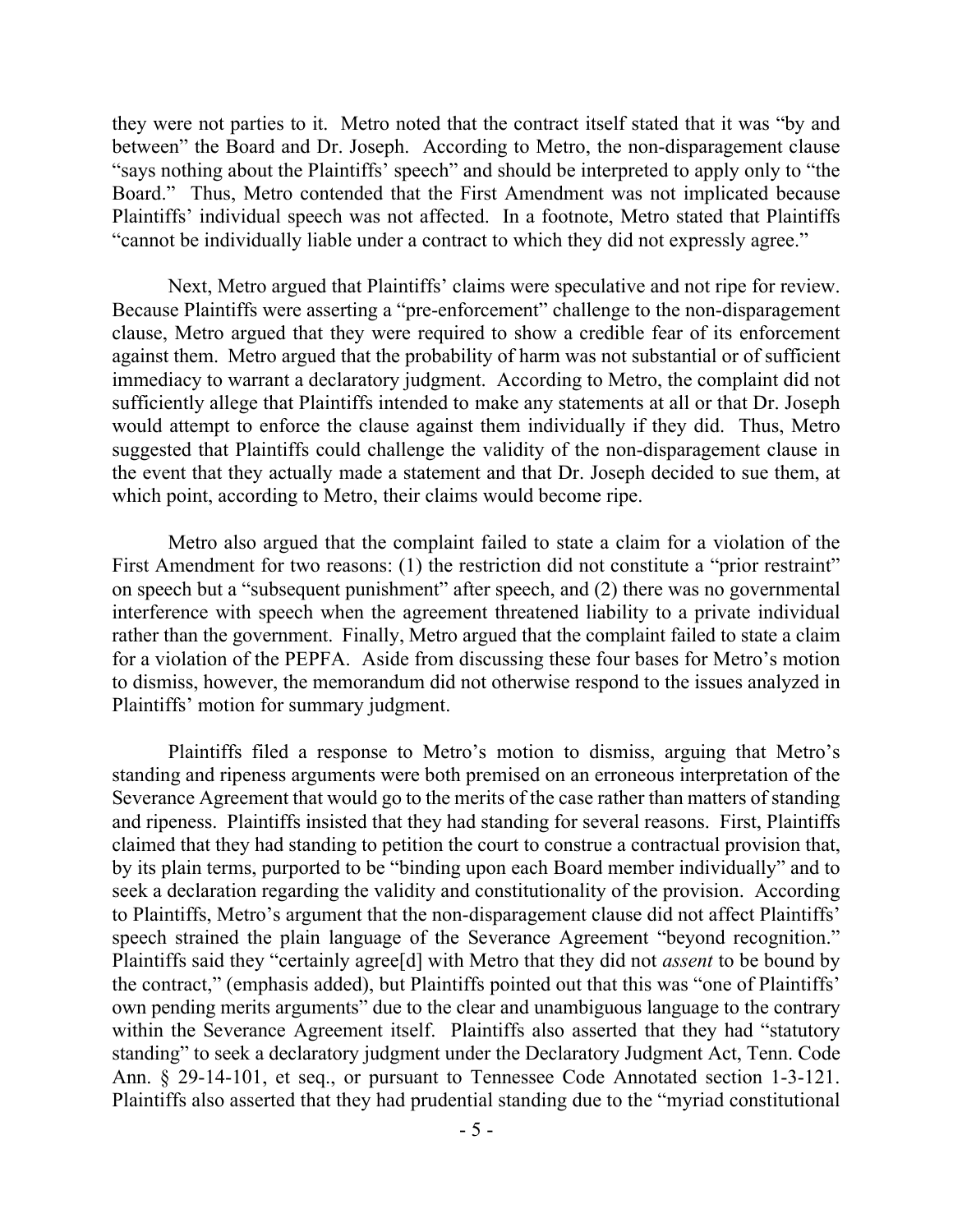they were not parties to it. Metro noted that the contract itself stated that it was "by and between" the Board and Dr. Joseph. According to Metro, the non-disparagement clause "says nothing about the Plaintiffs' speech" and should be interpreted to apply only to "the Board." Thus, Metro contended that the First Amendment was not implicated because Plaintiffs' individual speech was not affected. In a footnote, Metro stated that Plaintiffs "cannot be individually liable under a contract to which they did not expressly agree."

Next, Metro argued that Plaintiffs' claims were speculative and not ripe for review. Because Plaintiffs were asserting a "pre-enforcement" challenge to the non-disparagement clause, Metro argued that they were required to show a credible fear of its enforcement against them. Metro argued that the probability of harm was not substantial or of sufficient immediacy to warrant a declaratory judgment. According to Metro, the complaint did not sufficiently allege that Plaintiffs intended to make any statements at all or that Dr. Joseph would attempt to enforce the clause against them individually if they did. Thus, Metro suggested that Plaintiffs could challenge the validity of the non-disparagement clause in the event that they actually made a statement and that Dr. Joseph decided to sue them, at which point, according to Metro, their claims would become ripe.

Metro also argued that the complaint failed to state a claim for a violation of the First Amendment for two reasons: (1) the restriction did not constitute a "prior restraint" on speech but a "subsequent punishment" after speech, and (2) there was no governmental interference with speech when the agreement threatened liability to a private individual rather than the government. Finally, Metro argued that the complaint failed to state a claim for a violation of the PEPFA. Aside from discussing these four bases for Metro's motion to dismiss, however, the memorandum did not otherwise respond to the issues analyzed in Plaintiffs' motion for summary judgment.

Plaintiffs filed a response to Metro's motion to dismiss, arguing that Metro's standing and ripeness arguments were both premised on an erroneous interpretation of the Severance Agreement that would go to the merits of the case rather than matters of standing and ripeness. Plaintiffs insisted that they had standing for several reasons. First, Plaintiffs claimed that they had standing to petition the court to construe a contractual provision that, by its plain terms, purported to be "binding upon each Board member individually" and to seek a declaration regarding the validity and constitutionality of the provision. According to Plaintiffs, Metro's argument that the non-disparagement clause did not affect Plaintiffs' speech strained the plain language of the Severance Agreement "beyond recognition." Plaintiffs said they "certainly agree[d] with Metro that they did not *assent* to be bound by the contract," (emphasis added), but Plaintiffs pointed out that this was "one of Plaintiffs' own pending merits arguments" due to the clear and unambiguous language to the contrary within the Severance Agreement itself. Plaintiffs also asserted that they had "statutory standing" to seek a declaratory judgment under the Declaratory Judgment Act, Tenn. Code Ann. § 29-14-101, et seq., or pursuant to Tennessee Code Annotated section 1-3-121. Plaintiffs also asserted that they had prudential standing due to the "myriad constitutional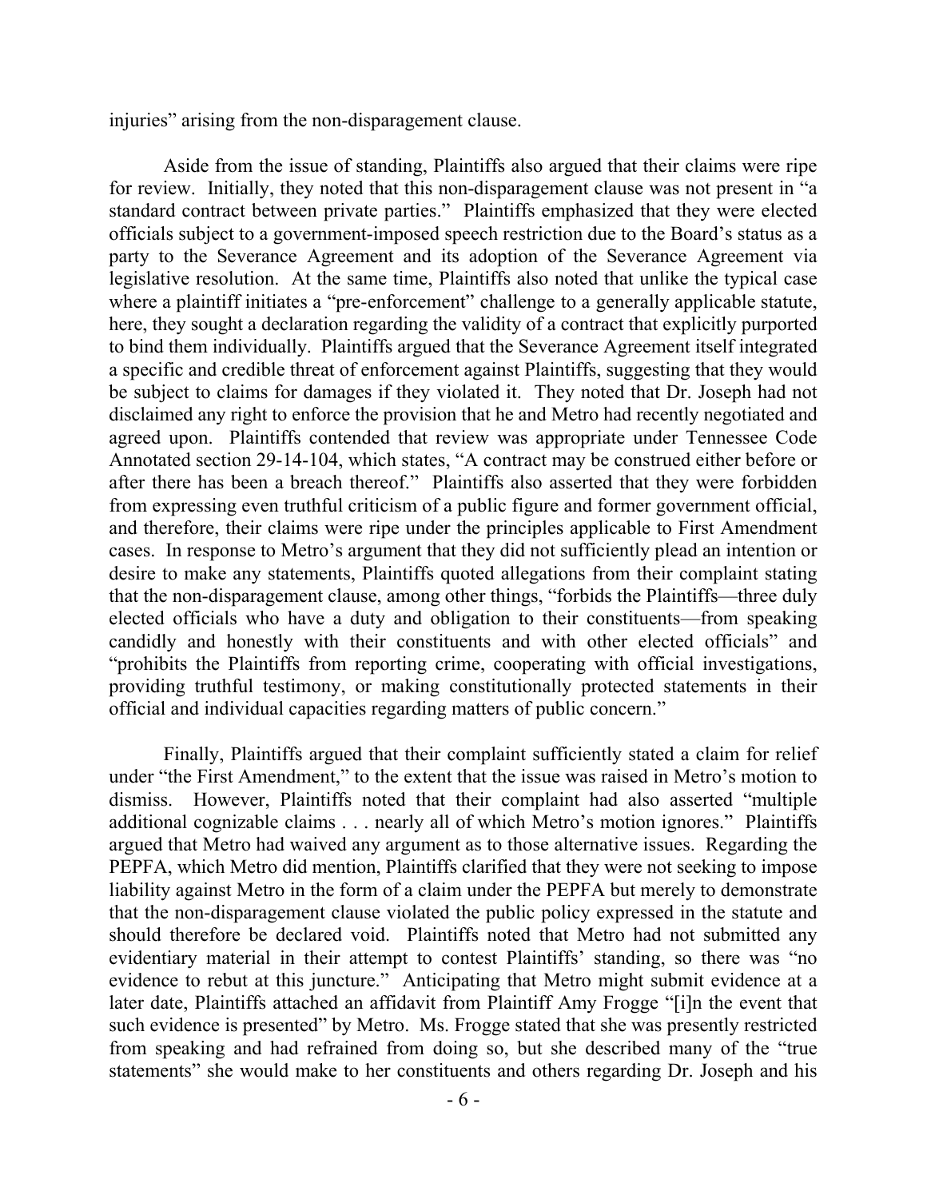injuries" arising from the non-disparagement clause.

Aside from the issue of standing, Plaintiffs also argued that their claims were ripe for review. Initially, they noted that this non-disparagement clause was not present in "a standard contract between private parties." Plaintiffs emphasized that they were elected officials subject to a government-imposed speech restriction due to the Board's status as a party to the Severance Agreement and its adoption of the Severance Agreement via legislative resolution. At the same time, Plaintiffs also noted that unlike the typical case where a plaintiff initiates a "pre-enforcement" challenge to a generally applicable statute, here, they sought a declaration regarding the validity of a contract that explicitly purported to bind them individually. Plaintiffs argued that the Severance Agreement itself integrated a specific and credible threat of enforcement against Plaintiffs, suggesting that they would be subject to claims for damages if they violated it. They noted that Dr. Joseph had not disclaimed any right to enforce the provision that he and Metro had recently negotiated and agreed upon. Plaintiffs contended that review was appropriate under Tennessee Code Annotated section 29-14-104, which states, "A contract may be construed either before or after there has been a breach thereof." Plaintiffs also asserted that they were forbidden from expressing even truthful criticism of a public figure and former government official, and therefore, their claims were ripe under the principles applicable to First Amendment cases. In response to Metro's argument that they did not sufficiently plead an intention or desire to make any statements, Plaintiffs quoted allegations from their complaint stating that the non-disparagement clause, among other things, "forbids the Plaintiffs—three duly elected officials who have a duty and obligation to their constituents—from speaking candidly and honestly with their constituents and with other elected officials" and "prohibits the Plaintiffs from reporting crime, cooperating with official investigations, providing truthful testimony, or making constitutionally protected statements in their official and individual capacities regarding matters of public concern."

Finally, Plaintiffs argued that their complaint sufficiently stated a claim for relief under "the First Amendment," to the extent that the issue was raised in Metro's motion to dismiss. However, Plaintiffs noted that their complaint had also asserted "multiple additional cognizable claims . . . nearly all of which Metro's motion ignores." Plaintiffs argued that Metro had waived any argument as to those alternative issues. Regarding the PEPFA, which Metro did mention, Plaintiffs clarified that they were not seeking to impose liability against Metro in the form of a claim under the PEPFA but merely to demonstrate that the non-disparagement clause violated the public policy expressed in the statute and should therefore be declared void. Plaintiffs noted that Metro had not submitted any evidentiary material in their attempt to contest Plaintiffs' standing, so there was "no evidence to rebut at this juncture." Anticipating that Metro might submit evidence at a later date, Plaintiffs attached an affidavit from Plaintiff Amy Frogge "[i]n the event that such evidence is presented" by Metro. Ms. Frogge stated that she was presently restricted from speaking and had refrained from doing so, but she described many of the "true statements" she would make to her constituents and others regarding Dr. Joseph and his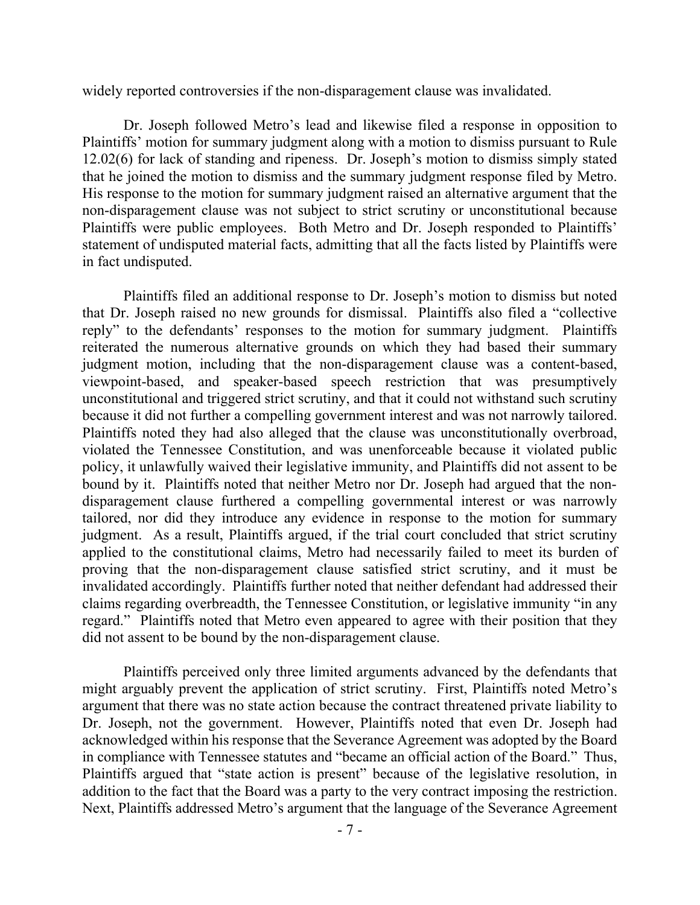widely reported controversies if the non-disparagement clause was invalidated.

Dr. Joseph followed Metro's lead and likewise filed a response in opposition to Plaintiffs' motion for summary judgment along with a motion to dismiss pursuant to Rule 12.02(6) for lack of standing and ripeness. Dr. Joseph's motion to dismiss simply stated that he joined the motion to dismiss and the summary judgment response filed by Metro. His response to the motion for summary judgment raised an alternative argument that the non-disparagement clause was not subject to strict scrutiny or unconstitutional because Plaintiffs were public employees. Both Metro and Dr. Joseph responded to Plaintiffs' statement of undisputed material facts, admitting that all the facts listed by Plaintiffs were in fact undisputed.

Plaintiffs filed an additional response to Dr. Joseph's motion to dismiss but noted that Dr. Joseph raised no new grounds for dismissal. Plaintiffs also filed a "collective reply" to the defendants' responses to the motion for summary judgment. Plaintiffs reiterated the numerous alternative grounds on which they had based their summary judgment motion, including that the non-disparagement clause was a content-based, viewpoint-based, and speaker-based speech restriction that was presumptively unconstitutional and triggered strict scrutiny, and that it could not withstand such scrutiny because it did not further a compelling government interest and was not narrowly tailored. Plaintiffs noted they had also alleged that the clause was unconstitutionally overbroad, violated the Tennessee Constitution, and was unenforceable because it violated public policy, it unlawfully waived their legislative immunity, and Plaintiffs did not assent to be bound by it. Plaintiffs noted that neither Metro nor Dr. Joseph had argued that the non-disparagement clause furthered a compelling governmental interest or was narrowly tailored, nor did they introduce any evidence in response to the motion for summary judgment. As a result, Plaintiffs argued, if the trial court concluded that strict scrutiny applied to the constitutional claims, Metro had necessarily failed to meet its burden of proving that the non-disparagement clause satisfied strict scrutiny, and it must be invalidated accordingly. Plaintiffs further noted that neither defendant had addressed their claims regarding overbreadth, the Tennessee Constitution, or legislative immunity "in any regard." Plaintiffs noted that Metro even appeared to agree with their position that they did not assent to be bound by the non-disparagement clause.

Plaintiffs perceived only three limited arguments advanced by the defendants that might arguably prevent the application of strict scrutiny. First, Plaintiffs noted Metro's argument that there was no state action because the contract threatened private liability to Dr. Joseph, not the government. However, Plaintiffs noted that even Dr. Joseph had acknowledged within his response that the Severance Agreement was adopted by the Board in compliance with Tennessee statutes and "became an official action of the Board." Thus, Plaintiffs argued that "state action is present" because of the legislative resolution, in addition to the fact that the Board was a party to the very contract imposing the restriction. Next, Plaintiffs addressed Metro's argument that the language of the Severance Agreement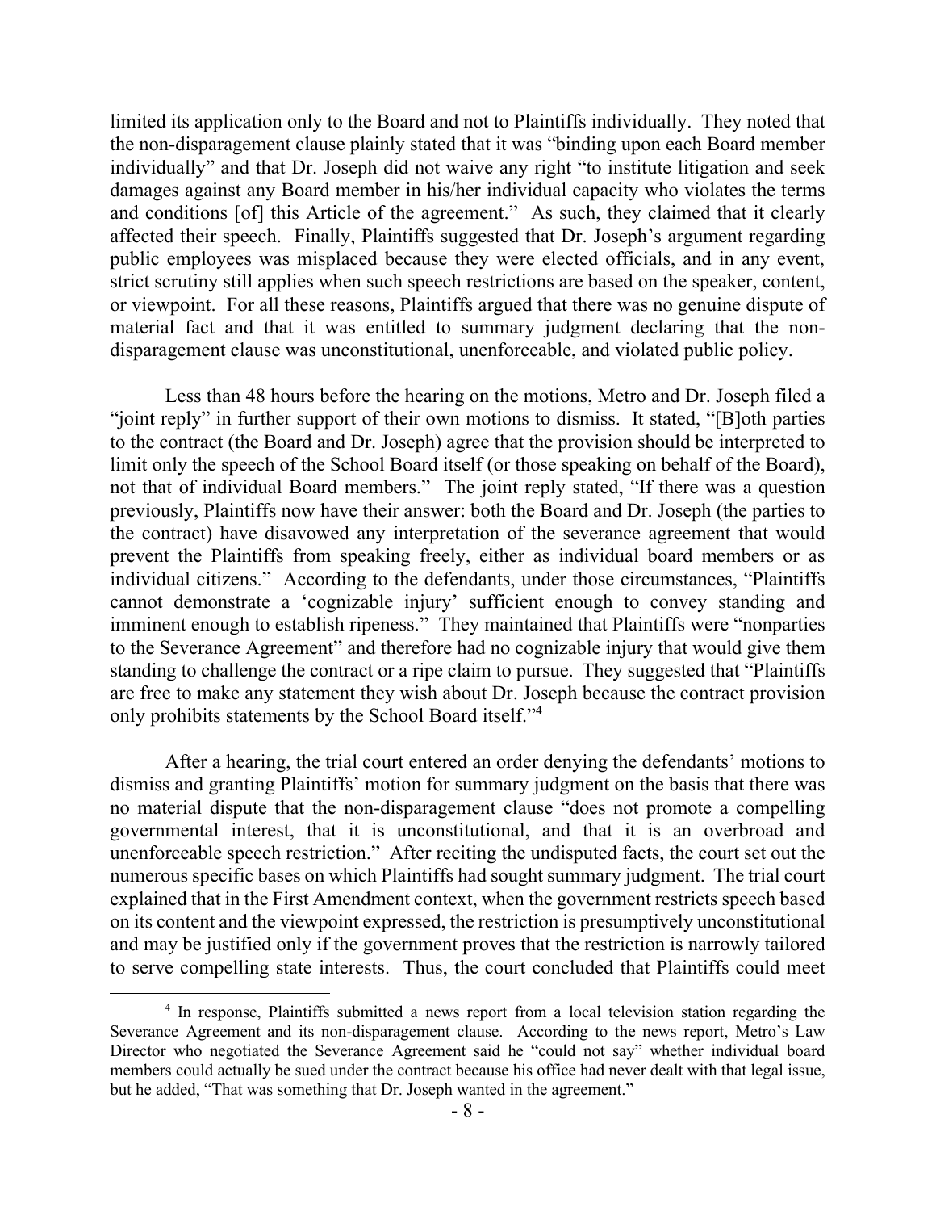limited its application only to the Board and not to Plaintiffs individually. They noted that the non-disparagement clause plainly stated that it was "binding upon each Board member individually" and that Dr. Joseph did not waive any right "to institute litigation and seek damages against any Board member in his/her individual capacity who violates the terms and conditions [of] this Article of the agreement." As such, they claimed that it clearly affected their speech. Finally, Plaintiffs suggested that Dr. Joseph's argument regarding public employees was misplaced because they were elected officials, and in any event, strict scrutiny still applies when such speech restrictions are based on the speaker, content, or viewpoint. For all these reasons, Plaintiffs argued that there was no genuine dispute of material fact and that it was entitled to summary judgment declaring that the non-disparagement clause was unconstitutional, unenforceable, and violated public policy.

Less than 48 hours before the hearing on the motions, Metro and Dr. Joseph filed a "joint reply" in further support of their own motions to dismiss. It stated, "[B]oth parties to the contract (the Board and Dr. Joseph) agree that the provision should be interpreted to limit only the speech of the School Board itself (or those speaking on behalf of the Board), not that of individual Board members." The joint reply stated, "If there was a question previously, Plaintiffs now have their answer: both the Board and Dr. Joseph (the parties to the contract) have disavowed any interpretation of the severance agreement that would prevent the Plaintiffs from speaking freely, either as individual board members or as individual citizens." According to the defendants, under those circumstances, "Plaintiffs cannot demonstrate a 'cognizable injury' sufficient enough to convey standing and imminent enough to establish ripeness." They maintained that Plaintiffs were "nonparties to the Severance Agreement" and therefore had no cognizable injury that would give them standing to challenge the contract or a ripe claim to pursue. They suggested that "Plaintiffs are free to make any statement they wish about Dr. Joseph because the contract provision only prohibits statements by the School Board itself."[4]

After a hearing, the trial court entered an order denying the defendants' motions to dismiss and granting Plaintiffs' motion for summary judgment on the basis that there was no material dispute that the non-disparagement clause "does not promote a compelling governmental interest, that it is unconstitutional, and that it is an overbroad and unenforceable speech restriction." After reciting the undisputed facts, the court set out the numerous specific bases on which Plaintiffs had sought summary judgment. The trial court explained that in the First Amendment context, when the government restricts speech based on its content and the viewpoint expressed, the restriction is presumptively unconstitutional and may be justified only if the government proves that the restriction is narrowly tailored to serve compelling state interests. Thus, the court concluded that Plaintiffs could meet

[4] In response, Plaintiffs submitted a news report from a local television station regarding the Severance Agreement and its non-disparagement clause. According to the news report, Metro's Law Director who negotiated the Severance Agreement said he "could not say" whether individual board members could actually be sued under the contract because his office had never dealt with that legal issue, but he added, "That was something that Dr. Joseph wanted in the agreement."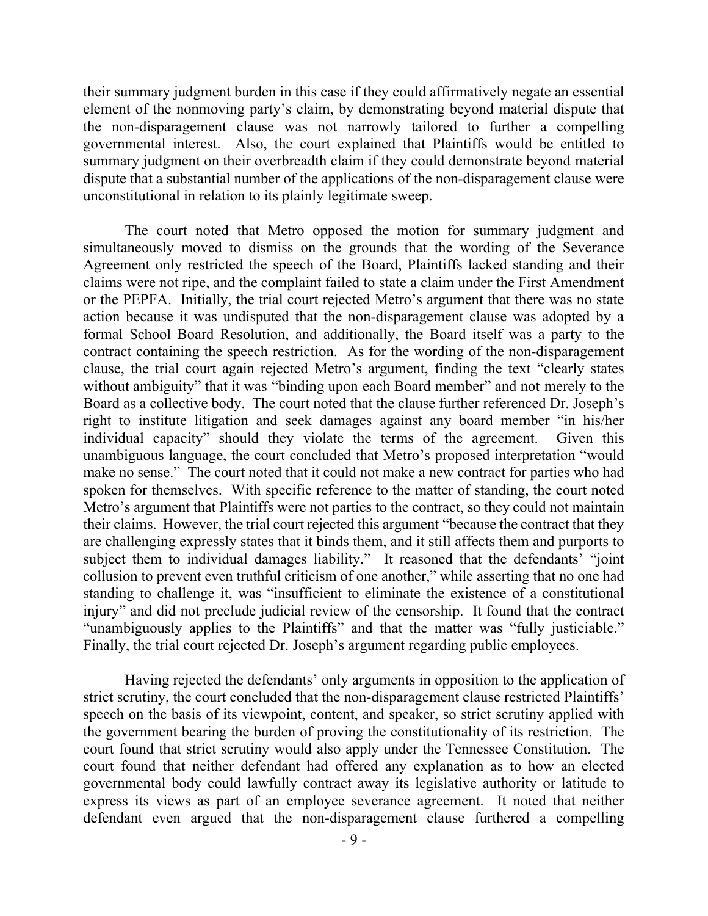their summary judgment burden in this case if they could affirmatively negate an essential element of the nonmoving party's claim, by demonstrating beyond material dispute that the non-disparagement clause was not narrowly tailored to further a compelling governmental interest. Also, the court explained that Plaintiffs would be entitled to summary judgment on their overbreadth claim if they could demonstrate beyond material dispute that a substantial number of the applications of the non-disparagement clause were unconstitutional in relation to its plainly legitimate sweep.

The court noted that Metro opposed the motion for summary judgment and simultaneously moved to dismiss on the grounds that the wording of the Severance Agreement only restricted the speech of the Board, Plaintiffs lacked standing and their claims were not ripe, and the complaint failed to state a claim under the First Amendment or the PEPFA. Initially, the trial court rejected Metro's argument that there was no state action because it was undisputed that the non-disparagement clause was adopted by a formal School Board Resolution, and additionally, the Board itself was a party to the contract containing the speech restriction. As for the wording of the non-disparagement clause, the trial court again rejected Metro's argument, finding the text "clearly states without ambiguity" that it was "binding upon each Board member" and not merely to the Board as a collective body. The court noted that the clause further referenced Dr. Joseph's right to institute litigation and seek damages against any board member "in his/her individual capacity" should they violate the terms of the agreement. Given this unambiguous language, the court concluded that Metro's proposed interpretation "would make no sense." The court noted that it could not make a new contract for parties who had spoken for themselves. With specific reference to the matter of standing, the court noted Metro's argument that Plaintiffs were not parties to the contract, so they could not maintain their claims. However, the trial court rejected this argument "because the contract that they are challenging expressly states that it binds them, and it still affects them and purports to subject them to individual damages liability." It reasoned that the defendants' "joint collusion to prevent even truthful criticism of one another," while asserting that no one had standing to challenge it, was "insufficient to eliminate the existence of a constitutional injury" and did not preclude judicial review of the censorship. It found that the contract "unambiguously applies to the Plaintiffs" and that the matter was "fully justiciable." Finally, the trial court rejected Dr. Joseph's argument regarding public employees.

Having rejected the defendants' only arguments in opposition to the application of strict scrutiny, the court concluded that the non-disparagement clause restricted Plaintiffs' speech on the basis of its viewpoint, content, and speaker, so strict scrutiny applied with the government bearing the burden of proving the constitutionality of its restriction. The court found that strict scrutiny would also apply under the Tennessee Constitution. The court found that neither defendant had offered any explanation as to how an elected governmental body could lawfully contract away its legislative authority or latitude to express its views as part of an employee severance agreement. It noted that neither defendant even argued that the non-disparagement clause furthered a compelling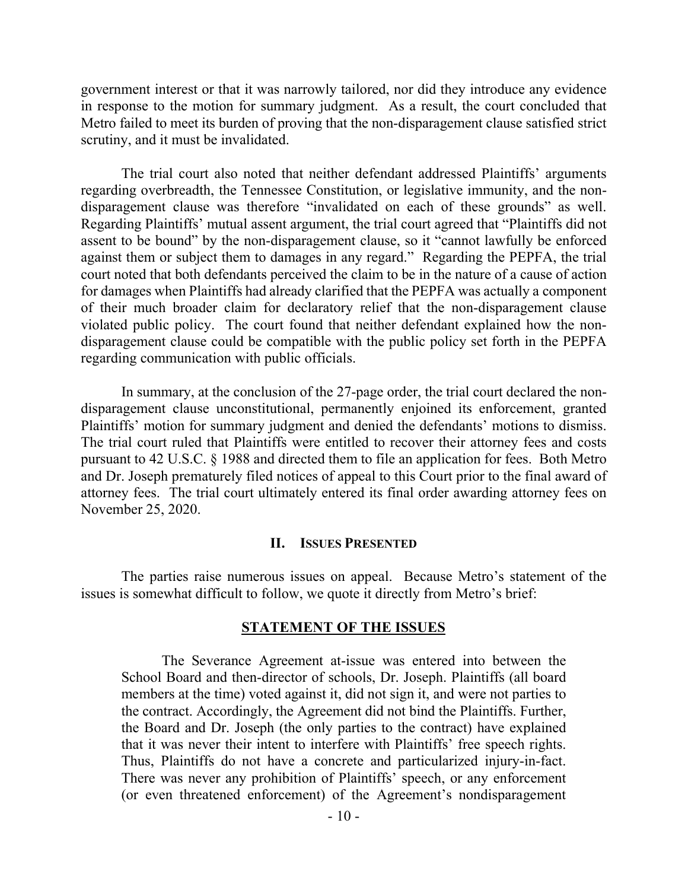government interest or that it was narrowly tailored, nor did they introduce any evidence in response to the motion for summary judgment. As a result, the court concluded that Metro failed to meet its burden of proving that the non-disparagement clause satisfied strict scrutiny, and it must be invalidated.

The trial court also noted that neither defendant addressed Plaintiffs' arguments regarding overbreadth, the Tennessee Constitution, or legislative immunity, and the non-disparagement clause was therefore "invalidated on each of these grounds" as well. Regarding Plaintiffs' mutual assent argument, the trial court agreed that "Plaintiffs did not assent to be bound" by the non-disparagement clause, so it "cannot lawfully be enforced against them or subject them to damages in any regard." Regarding the PEPFA, the trial court noted that both defendants perceived the claim to be in the nature of a cause of action for damages when Plaintiffs had already clarified that the PEPFA was actually a component of their much broader claim for declaratory relief that the non-disparagement clause violated public policy. The court found that neither defendant explained how the non-disparagement clause could be compatible with the public policy set forth in the PEPFA regarding communication with public officials.

In summary, at the conclusion of the 27-page order, the trial court declared the non-disparagement clause unconstitutional, permanently enjoined its enforcement, granted Plaintiffs' motion for summary judgment and denied the defendants' motions to dismiss. The trial court ruled that Plaintiffs were entitled to recover their attorney fees and costs pursuant to 42 U.S.C. § 1988 and directed them to file an application for fees. Both Metro and Dr. Joseph prematurely filed notices of appeal to this Court prior to the final award of attorney fees. The trial court ultimately entered its final order awarding attorney fees on November 25, 2020.

## II. Issues Presented

The parties raise numerous issues on appeal. Because Metro's statement of the issues is somewhat difficult to follow, we quote it directly from Metro's brief:

> **STATEMENT OF THE ISSUES**
>
> The Severance Agreement at-issue was entered into between the School Board and then-director of schools, Dr. Joseph. Plaintiffs (all board members at the time) voted against it, did not sign it, and were not parties to the contract. Accordingly, the Agreement did not bind the Plaintiffs. Further, the Board and Dr. Joseph (the only parties to the contract) have explained that it was never their intent to interfere with Plaintiffs' free speech rights. Thus, Plaintiffs do not have a concrete and particularized injury-in-fact. There was never any prohibition of Plaintiffs' speech, or any enforcement (or even threatened enforcement) of the Agreement's nondisparagement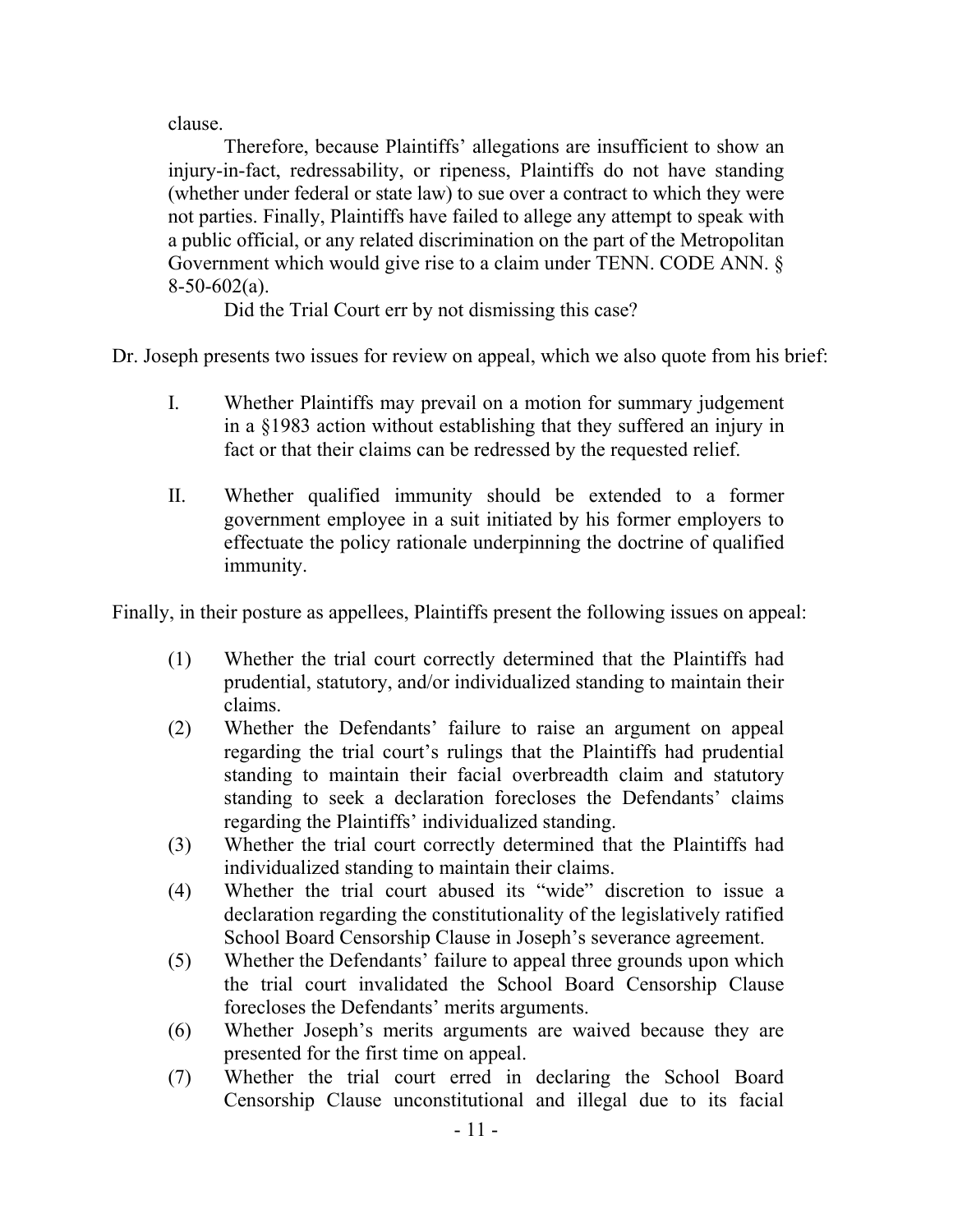clause.

Therefore, because Plaintiffs' allegations are insufficient to show an injury-in-fact, redressability, or ripeness, Plaintiffs do not have standing (whether under federal or state law) to sue over a contract to which they were not parties. Finally, Plaintiffs have failed to allege any attempt to speak with a public official, or any related discrimination on the part of the Metropolitan Government which would give rise to a claim under TENN. CODE ANN. § 8-50-602(a).

Did the Trial Court err by not dismissing this case?

Dr. Joseph presents two issues for review on appeal, which we also quote from his brief:

> I. Whether Plaintiffs may prevail on a motion for summary judgement in a §1983 action without establishing that they suffered an injury in fact or that their claims can be redressed by the requested relief.
>
> II. Whether qualified immunity should be extended to a former government employee in a suit initiated by his former employers to effectuate the policy rationale underpinning the doctrine of qualified immunity.

Finally, in their posture as appellees, Plaintiffs present the following issues on appeal:

> (1) Whether the trial court correctly determined that the Plaintiffs had prudential, statutory, and/or individualized standing to maintain their claims.
>
> (2) Whether the Defendants' failure to raise an argument on appeal regarding the trial court's rulings that the Plaintiffs had prudential standing to maintain their facial overbreadth claim and statutory standing to seek a declaration forecloses the Defendants' claims regarding the Plaintiffs' individualized standing.
>
> (3) Whether the trial court correctly determined that the Plaintiffs had individualized standing to maintain their claims.
>
> (4) Whether the trial court abused its "wide" discretion to issue a declaration regarding the constitutionality of the legislatively ratified School Board Censorship Clause in Joseph's severance agreement.
>
> (5) Whether the Defendants' failure to appeal three grounds upon which the trial court invalidated the School Board Censorship Clause forecloses the Defendants' merits arguments.
>
> (6) Whether Joseph's merits arguments are waived because they are presented for the first time on appeal.
>
> (7) Whether the trial court erred in declaring the School Board Censorship Clause unconstitutional and illegal due to its facial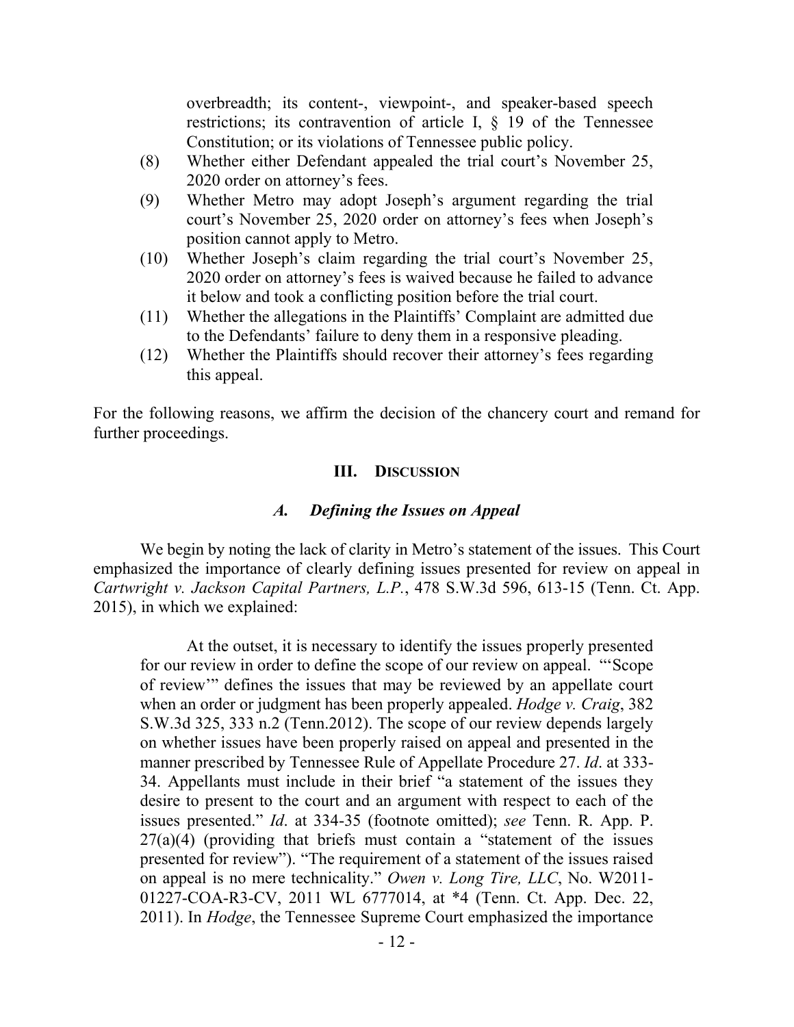overbreadth; its content-, viewpoint-, and speaker-based speech restrictions; its contravention of article I, § 19 of the Tennessee Constitution; or its violations of Tennessee public policy.

(8) Whether either Defendant appealed the trial court's November 25, 2020 order on attorney's fees.

(9) Whether Metro may adopt Joseph's argument regarding the trial court's November 25, 2020 order on attorney's fees when Joseph's position cannot apply to Metro.

(10) Whether Joseph's claim regarding the trial court's November 25, 2020 order on attorney's fees is waived because he failed to advance it below and took a conflicting position before the trial court.

(11) Whether the allegations in the Plaintiffs' Complaint are admitted due to the Defendants' failure to deny them in a responsive pleading.

(12) Whether the Plaintiffs should recover their attorney's fees regarding this appeal.

For the following reasons, we affirm the decision of the chancery court and remand for further proceedings.

## III. Discussion

### *A. Defining the Issues on Appeal*

We begin by noting the lack of clarity in Metro's statement of the issues. This Court emphasized the importance of clearly defining issues presented for review on appeal in *Cartwright v. Jackson Capital Partners, L.P.*, 478 S.W.3d 596, 613-15 (Tenn. Ct. App. 2015), in which we explained:

> At the outset, it is necessary to identify the issues properly presented for our review in order to define the scope of our review on appeal. "'Scope of review'" defines the issues that may be reviewed by an appellate court when an order or judgment has been properly appealed. *Hodge v. Craig*, 382 S.W.3d 325, 333 n.2 (Tenn.2012). The scope of our review depends largely on whether issues have been properly raised on appeal and presented in the manner prescribed by Tennessee Rule of Appellate Procedure 27. *Id*. at 333-34. Appellants must include in their brief "a statement of the issues they desire to present to the court and an argument with respect to each of the issues presented." *Id*. at 334-35 (footnote omitted); *see* Tenn. R. App. P. 27(a)(4) (providing that briefs must contain a "statement of the issues presented for review"). "The requirement of a statement of the issues raised on appeal is no mere technicality." *Owen v. Long Tire, LLC*, No. W2011-01227-COA-R3-CV, 2011 WL 6777014, at *4 (Tenn. Ct. App. Dec. 22, 2011). In *Hodge*, the Tennessee Supreme Court emphasized the importance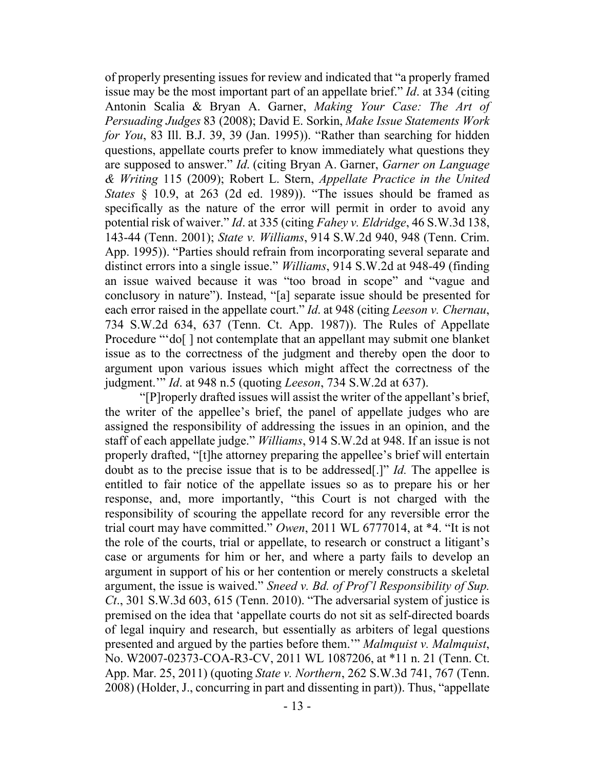of properly presenting issues for review and indicated that "a properly framed issue may be the most important part of an appellate brief." *Id*. at 334 (citing Antonin Scalia & Bryan A. Garner, *Making Your Case: The Art of Persuading Judges* 83 (2008); David E. Sorkin, *Make Issue Statements Work for You*, 83 Ill. B.J. 39, 39 (Jan. 1995)). "Rather than searching for hidden questions, appellate courts prefer to know immediately what questions they are supposed to answer." *Id*. (citing Bryan A. Garner, *Garner on Language & Writing* 115 (2009); Robert L. Stern, *Appellate Practice in the United States* § 10.9, at 263 (2d ed. 1989)). "The issues should be framed as specifically as the nature of the error will permit in order to avoid any potential risk of waiver." *Id*. at 335 (citing *Fahey v. Eldridge*, 46 S.W.3d 138, 143-44 (Tenn. 2001); *State v. Williams*, 914 S.W.2d 940, 948 (Tenn. Crim. App. 1995)). "Parties should refrain from incorporating several separate and distinct errors into a single issue." *Williams*, 914 S.W.2d at 948-49 (finding an issue waived because it was "too broad in scope" and "vague and conclusory in nature"). Instead, "[a] separate issue should be presented for each error raised in the appellate court." *Id*. at 948 (citing *Leeson v. Chernau*, 734 S.W.2d 634, 637 (Tenn. Ct. App. 1987)). The Rules of Appellate Procedure "'do[ ] not contemplate that an appellant may submit one blanket issue as to the correctness of the judgment and thereby open the door to argument upon various issues which might affect the correctness of the judgment.'" *Id*. at 948 n.5 (quoting *Leeson*, 734 S.W.2d at 637).

"[P]roperly drafted issues will assist the writer of the appellant's brief, the writer of the appellee's brief, the panel of appellate judges who are assigned the responsibility of addressing the issues in an opinion, and the staff of each appellate judge." *Williams*, 914 S.W.2d at 948. If an issue is not properly drafted, "[t]he attorney preparing the appellee's brief will entertain doubt as to the precise issue that is to be addressed[.]" *Id.* The appellee is entitled to fair notice of the appellate issues so as to prepare his or her response, and, more importantly, "this Court is not charged with the responsibility of scouring the appellate record for any reversible error the trial court may have committed." *Owen*, 2011 WL 6777014, at *4. "It is not the role of the courts, trial or appellate, to research or construct a litigant's case or arguments for him or her, and where a party fails to develop an argument in support of his or her contention or merely constructs a skeletal argument, the issue is waived." *Sneed v. Bd. of Prof'l Responsibility of Sup. Ct*., 301 S.W.3d 603, 615 (Tenn. 2010). "The adversarial system of justice is premised on the idea that 'appellate courts do not sit as self-directed boards of legal inquiry and research, but essentially as arbiters of legal questions presented and argued by the parties before them.'" *Malmquist v. Malmquist*, No. W2007-02373-COA-R3-CV, 2011 WL 1087206, at *11 n. 21 (Tenn. Ct. App. Mar. 25, 2011) (quoting *State v. Northern*, 262 S.W.3d 741, 767 (Tenn. 2008) (Holder, J., concurring in part and dissenting in part)). Thus, "appellate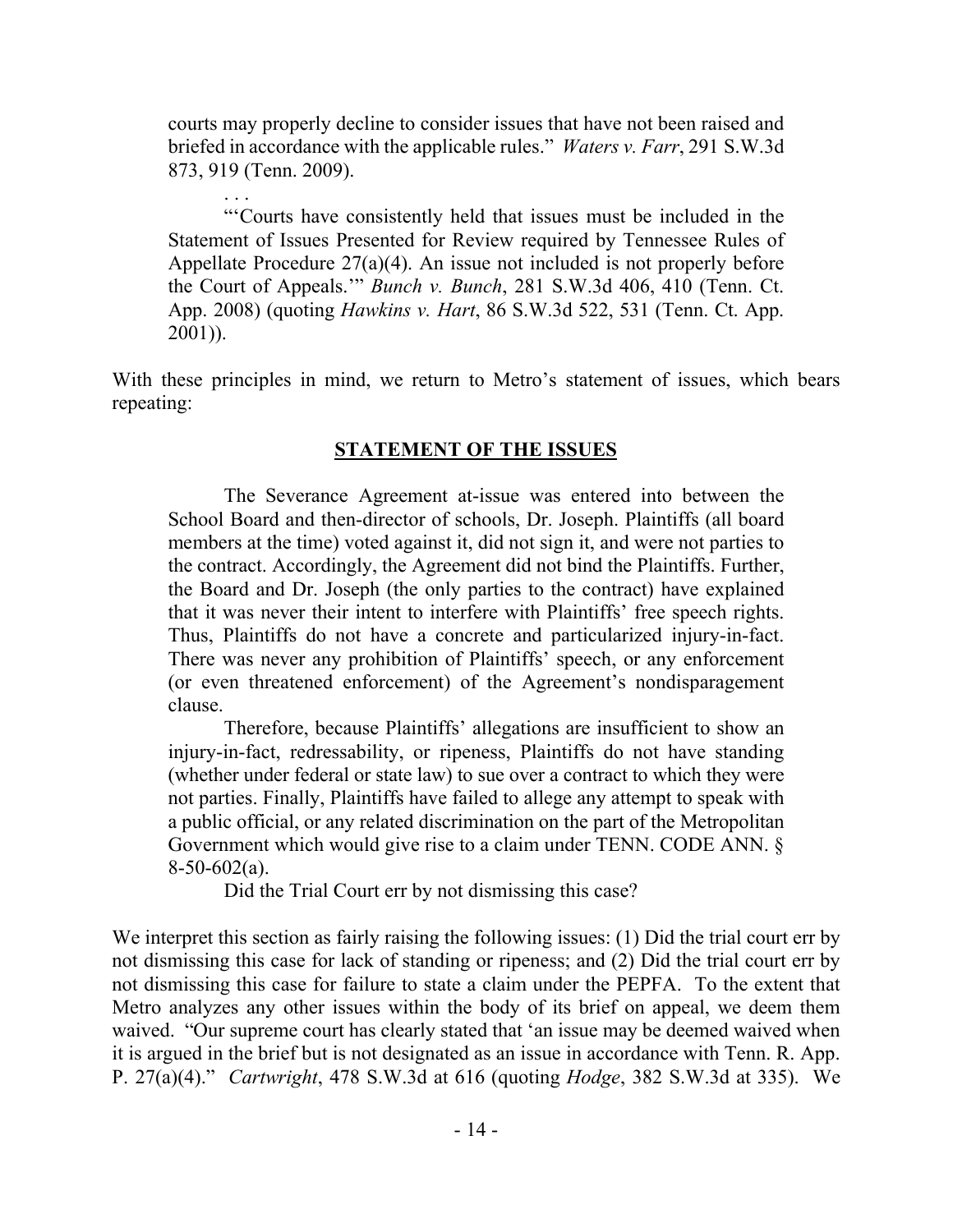> courts may properly decline to consider issues that have not been raised and briefed in accordance with the applicable rules." *Waters v. Farr*, 291 S.W.3d 873, 919 (Tenn. 2009).
>
> . . .
>
> "'Courts have consistently held that issues must be included in the Statement of Issues Presented for Review required by Tennessee Rules of Appellate Procedure 27(a)(4). An issue not included is not properly before the Court of Appeals.'" *Bunch v. Bunch*, 281 S.W.3d 406, 410 (Tenn. Ct. App. 2008) (quoting *Hawkins v. Hart*, 86 S.W.3d 522, 531 (Tenn. Ct. App. 2001)).

With these principles in mind, we return to Metro's statement of issues, which bears repeating:

> **STATEMENT OF THE ISSUES**
>
> The Severance Agreement at-issue was entered into between the School Board and then-director of schools, Dr. Joseph. Plaintiffs (all board members at the time) voted against it, did not sign it, and were not parties to the contract. Accordingly, the Agreement did not bind the Plaintiffs. Further, the Board and Dr. Joseph (the only parties to the contract) have explained that it was never their intent to interfere with Plaintiffs' free speech rights. Thus, Plaintiffs do not have a concrete and particularized injury-in-fact. There was never any prohibition of Plaintiffs' speech, or any enforcement (or even threatened enforcement) of the Agreement's nondisparagement clause.
>
> Therefore, because Plaintiffs' allegations are insufficient to show an injury-in-fact, redressability, or ripeness, Plaintiffs do not have standing (whether under federal or state law) to sue over a contract to which they were not parties. Finally, Plaintiffs have failed to allege any attempt to speak with a public official, or any related discrimination on the part of the Metropolitan Government which would give rise to a claim under TENN. CODE ANN. § 8-50-602(a).
>
> Did the Trial Court err by not dismissing this case?

We interpret this section as fairly raising the following issues: (1) Did the trial court err by not dismissing this case for lack of standing or ripeness; and (2) Did the trial court err by not dismissing this case for failure to state a claim under the PEPFA. To the extent that Metro analyzes any other issues within the body of its brief on appeal, we deem them waived. "Our supreme court has clearly stated that 'an issue may be deemed waived when it is argued in the brief but is not designated as an issue in accordance with Tenn. R. App. P. 27(a)(4)." *Cartwright*, 478 S.W.3d at 616 (quoting *Hodge*, 382 S.W.3d at 335). We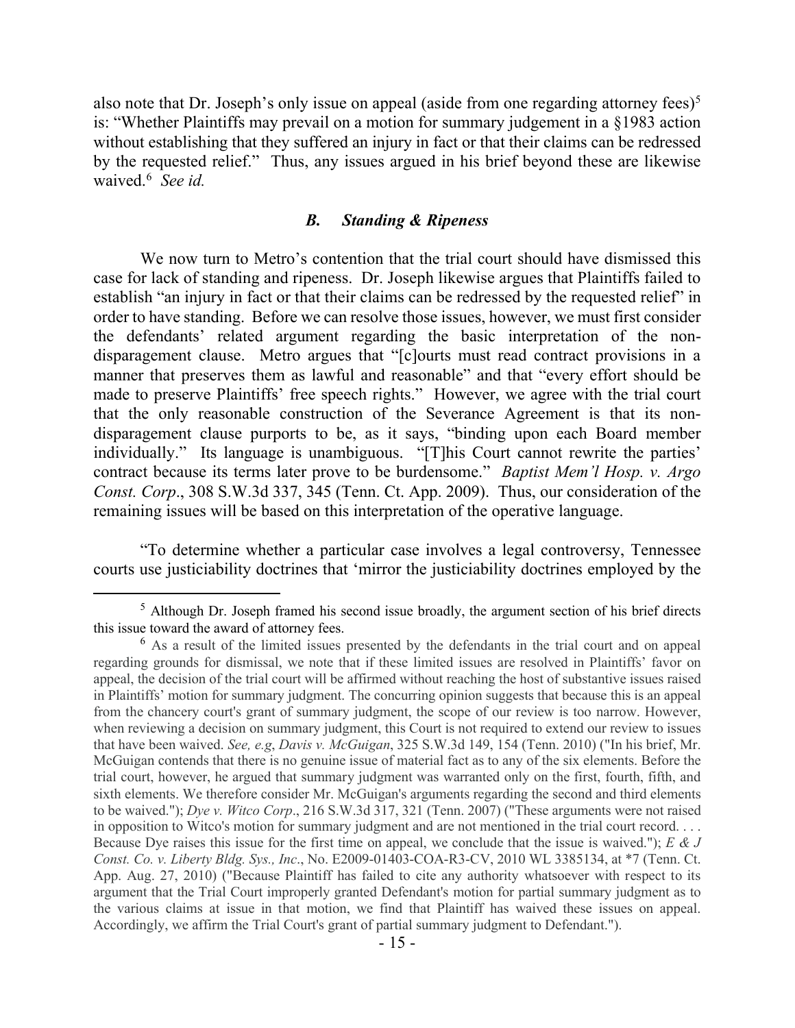also note that Dr. Joseph's only issue on appeal (aside from one regarding attorney fees)[5] is: "Whether Plaintiffs may prevail on a motion for summary judgement in a §1983 action without establishing that they suffered an injury in fact or that their claims can be redressed by the requested relief." Thus, any issues argued in his brief beyond these are likewise waived.[6] *See id.*

### *B. Standing & Ripeness*

We now turn to Metro's contention that the trial court should have dismissed this case for lack of standing and ripeness. Dr. Joseph likewise argues that Plaintiffs failed to establish "an injury in fact or that their claims can be redressed by the requested relief" in order to have standing. Before we can resolve those issues, however, we must first consider the defendants' related argument regarding the basic interpretation of the non-disparagement clause. Metro argues that "[c]ourts must read contract provisions in a manner that preserves them as lawful and reasonable" and that "every effort should be made to preserve Plaintiffs' free speech rights." However, we agree with the trial court that the only reasonable construction of the Severance Agreement is that its non-disparagement clause purports to be, as it says, "binding upon each Board member individually." Its language is unambiguous. "[T]his Court cannot rewrite the parties' contract because its terms later prove to be burdensome." *Baptist Mem'l Hosp. v. Argo Const. Corp*., 308 S.W.3d 337, 345 (Tenn. Ct. App. 2009). Thus, our consideration of the remaining issues will be based on this interpretation of the operative language.

"To determine whether a particular case involves a legal controversy, Tennessee courts use justiciability doctrines that 'mirror the justiciability doctrines employed by the

---

[5] Although Dr. Joseph framed his second issue broadly, the argument section of his brief directs this issue toward the award of attorney fees.

[6] As a result of the limited issues presented by the defendants in the trial court and on appeal regarding grounds for dismissal, we note that if these limited issues are resolved in Plaintiffs' favor on appeal, the decision of the trial court will be affirmed without reaching the host of substantive issues raised in Plaintiffs' motion for summary judgment. The concurring opinion suggests that because this is an appeal from the chancery court's grant of summary judgment, the scope of our review is too narrow. However, when reviewing a decision on summary judgment, this Court is not required to extend our review to issues that have been waived. *See, e.g*, *Davis v. McGuigan*, 325 S.W.3d 149, 154 (Tenn. 2010) ("In his brief, Mr. McGuigan contends that there is no genuine issue of material fact as to any of the six elements. Before the trial court, however, he argued that summary judgment was warranted only on the first, fourth, fifth, and sixth elements. We therefore consider Mr. McGuigan's arguments regarding the second and third elements to be waived."); *Dye v. Witco Corp*., 216 S.W.3d 317, 321 (Tenn. 2007) ("These arguments were not raised in opposition to Witco's motion for summary judgment and are not mentioned in the trial court record. . . . Because Dye raises this issue for the first time on appeal, we conclude that the issue is waived."); *E & J Const. Co. v. Liberty Bldg. Sys., Inc*., No. E2009-01403-COA-R3-CV, 2010 WL 3385134, at \*7 (Tenn. Ct. App. Aug. 27, 2010) ("Because Plaintiff has failed to cite any authority whatsoever with respect to its argument that the Trial Court improperly granted Defendant's motion for partial summary judgment as to the various claims at issue in that motion, we find that Plaintiff has waived these issues on appeal. Accordingly, we affirm the Trial Court's grant of partial summary judgment to Defendant.").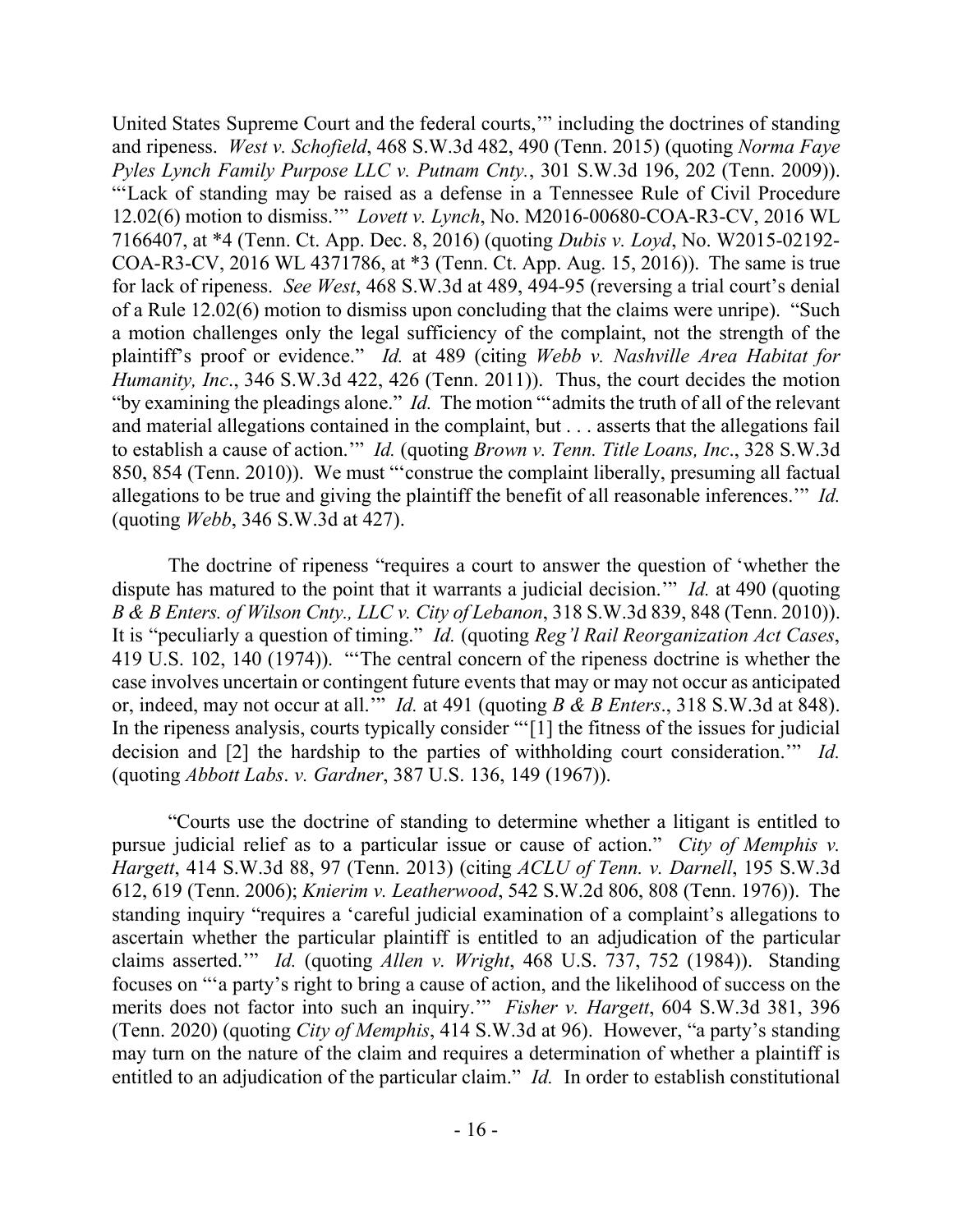United States Supreme Court and the federal courts,'" including the doctrines of standing and ripeness. *West v. Schofield*, 468 S.W.3d 482, 490 (Tenn. 2015) (quoting *Norma Faye Pyles Lynch Family Purpose LLC v. Putnam Cnty.*, 301 S.W.3d 196, 202 (Tenn. 2009)). "'Lack of standing may be raised as a defense in a Tennessee Rule of Civil Procedure 12.02(6) motion to dismiss.'" *Lovett v. Lynch*, No. M2016-00680-COA-R3-CV, 2016 WL 7166407, at *4 (Tenn. Ct. App. Dec. 8, 2016) (quoting *Dubis v. Loyd*, No. W2015-02192-COA-R3-CV, 2016 WL 4371786, at *3 (Tenn. Ct. App. Aug. 15, 2016)). The same is true for lack of ripeness. *See West*, 468 S.W.3d at 489, 494-95 (reversing a trial court's denial of a Rule 12.02(6) motion to dismiss upon concluding that the claims were unripe). "Such a motion challenges only the legal sufficiency of the complaint, not the strength of the plaintiff's proof or evidence." *Id.* at 489 (citing *Webb v. Nashville Area Habitat for Humanity, Inc*., 346 S.W.3d 422, 426 (Tenn. 2011)). Thus, the court decides the motion "by examining the pleadings alone." *Id.* The motion "'admits the truth of all of the relevant and material allegations contained in the complaint, but . . . asserts that the allegations fail to establish a cause of action.'" *Id.* (quoting *Brown v. Tenn. Title Loans, Inc*., 328 S.W.3d 850, 854 (Tenn. 2010)). We must "'construe the complaint liberally, presuming all factual allegations to be true and giving the plaintiff the benefit of all reasonable inferences.'" *Id.* (quoting *Webb*, 346 S.W.3d at 427).

The doctrine of ripeness "requires a court to answer the question of 'whether the dispute has matured to the point that it warrants a judicial decision.'" *Id.* at 490 (quoting *B & B Enters. of Wilson Cnty., LLC v. City of Lebanon*, 318 S.W.3d 839, 848 (Tenn. 2010)). It is "peculiarly a question of timing." *Id.* (quoting *Reg'l Rail Reorganization Act Cases*, 419 U.S. 102, 140 (1974)). "'The central concern of the ripeness doctrine is whether the case involves uncertain or contingent future events that may or may not occur as anticipated or, indeed, may not occur at all.'" *Id.* at 491 (quoting *B & B Enters*., 318 S.W.3d at 848). In the ripeness analysis, courts typically consider "'[1] the fitness of the issues for judicial decision and [2] the hardship to the parties of withholding court consideration.'" *Id.* (quoting *Abbott Labs*. *v. Gardner*, 387 U.S. 136, 149 (1967)).

"Courts use the doctrine of standing to determine whether a litigant is entitled to pursue judicial relief as to a particular issue or cause of action." *City of Memphis v. Hargett*, 414 S.W.3d 88, 97 (Tenn. 2013) (citing *ACLU of Tenn. v. Darnell*, 195 S.W.3d 612, 619 (Tenn. 2006); *Knierim v. Leatherwood*, 542 S.W.2d 806, 808 (Tenn. 1976)). The standing inquiry "requires a 'careful judicial examination of a complaint's allegations to ascertain whether the particular plaintiff is entitled to an adjudication of the particular claims asserted.'" *Id.* (quoting *Allen v. Wright*, 468 U.S. 737, 752 (1984)). Standing focuses on "'a party's right to bring a cause of action, and the likelihood of success on the merits does not factor into such an inquiry.'" *Fisher v. Hargett*, 604 S.W.3d 381, 396 (Tenn. 2020) (quoting *City of Memphis*, 414 S.W.3d at 96). However, "a party's standing may turn on the nature of the claim and requires a determination of whether a plaintiff is entitled to an adjudication of the particular claim." *Id.* In order to establish constitutional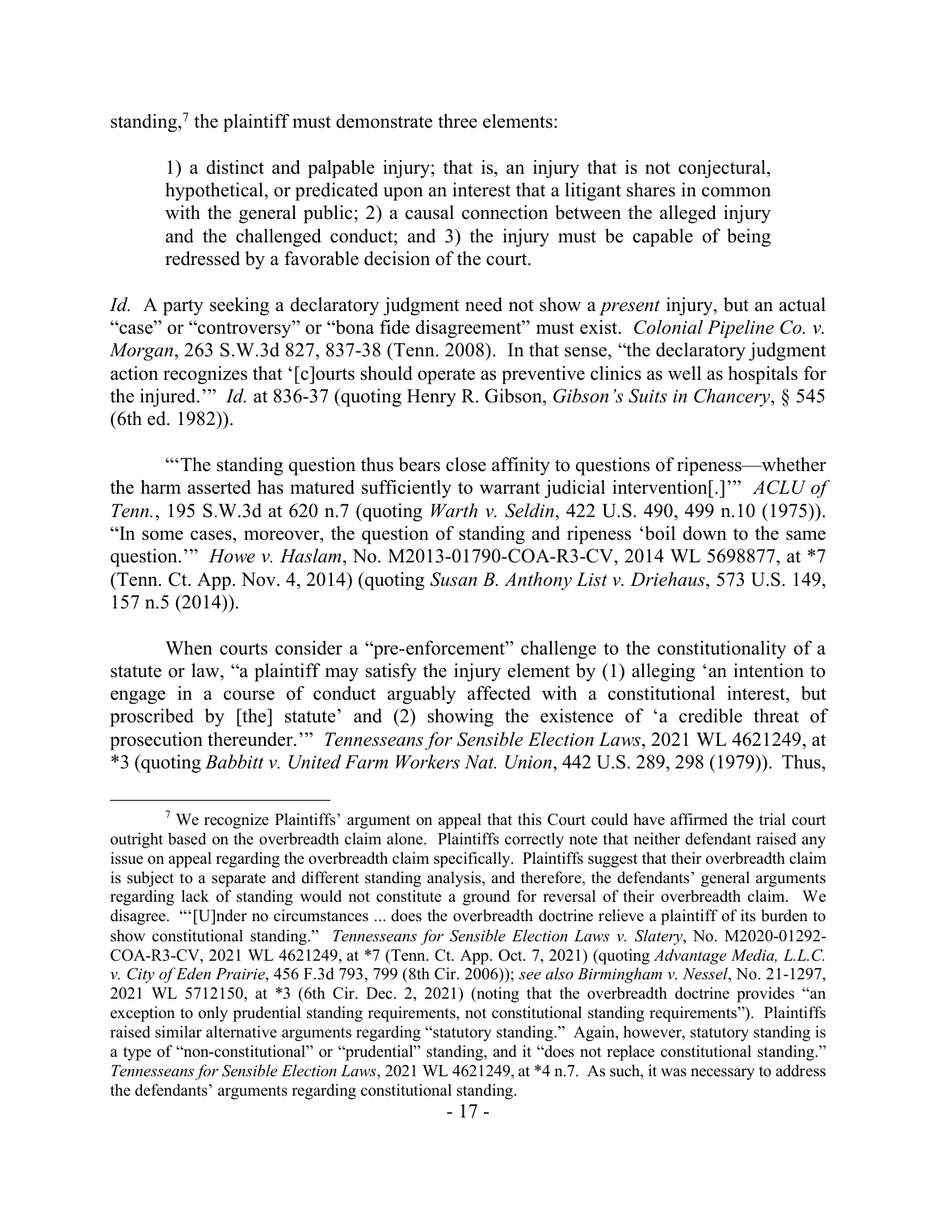standing,[7] the plaintiff must demonstrate three elements:

> 1) a distinct and palpable injury; that is, an injury that is not conjectural, hypothetical, or predicated upon an interest that a litigant shares in common with the general public; 2) a causal connection between the alleged injury and the challenged conduct; and 3) the injury must be capable of being redressed by a favorable decision of the court.

*Id.* A party seeking a declaratory judgment need not show a *present* injury, but an actual "case" or "controversy" or "bona fide disagreement" must exist. *Colonial Pipeline Co. v. Morgan*, 263 S.W.3d 827, 837-38 (Tenn. 2008). In that sense, "the declaratory judgment action recognizes that '[c]ourts should operate as preventive clinics as well as hospitals for the injured.'" *Id.* at 836-37 (quoting Henry R. Gibson, *Gibson's Suits in Chancery*, § 545 (6th ed. 1982)).

"'The standing question thus bears close affinity to questions of ripeness—whether the harm asserted has matured sufficiently to warrant judicial intervention[.]'" *ACLU of Tenn.*, 195 S.W.3d at 620 n.7 (quoting *Warth v. Seldin*, 422 U.S. 490, 499 n.10 (1975)). "In some cases, moreover, the question of standing and ripeness 'boil down to the same question.'" *Howe v. Haslam*, No. M2013-01790-COA-R3-CV, 2014 WL 5698877, at *7 (Tenn. Ct. App. Nov. 4, 2014) (quoting *Susan B. Anthony List v. Driehaus*, 573 U.S. 149, 157 n.5 (2014)).

When courts consider a "pre-enforcement" challenge to the constitutionality of a statute or law, "a plaintiff may satisfy the injury element by (1) alleging 'an intention to engage in a course of conduct arguably affected with a constitutional interest, but proscribed by [the] statute' and (2) showing the existence of 'a credible threat of prosecution thereunder.'" *Tennesseans for Sensible Election Laws*, 2021 WL 4621249, at *3 (quoting *Babbitt v. United Farm Workers Nat. Union*, 442 U.S. 289, 298 (1979)). Thus,

---

[7] We recognize Plaintiffs' argument on appeal that this Court could have affirmed the trial court outright based on the overbreadth claim alone. Plaintiffs correctly note that neither defendant raised any issue on appeal regarding the overbreadth claim specifically. Plaintiffs suggest that their overbreadth claim is subject to a separate and different standing analysis, and therefore, the defendants' general arguments regarding lack of standing would not constitute a ground for reversal of their overbreadth claim. We disagree. "'[U]nder no circumstances ... does the overbreadth doctrine relieve a plaintiff of its burden to show constitutional standing." *Tennesseans for Sensible Election Laws v. Slatery*, No. M2020-01292-COA-R3-CV, 2021 WL 4621249, at *7 (Tenn. Ct. App. Oct. 7, 2021) (quoting *Advantage Media, L.L.C. v. City of Eden Prairie*, 456 F.3d 793, 799 (8th Cir. 2006)); *see also Birmingham v. Nessel*, No. 21-1297, 2021 WL 5712150, at *3 (6th Cir. Dec. 2, 2021) (noting that the overbreadth doctrine provides "an exception to only prudential standing requirements, not constitutional standing requirements"). Plaintiffs raised similar alternative arguments regarding "statutory standing." Again, however, statutory standing is a type of "non-constitutional" or "prudential" standing, and it "does not replace constitutional standing." *Tennesseans for Sensible Election Laws*, 2021 WL 4621249, at *4 n.7. As such, it was necessary to address the defendants' arguments regarding constitutional standing.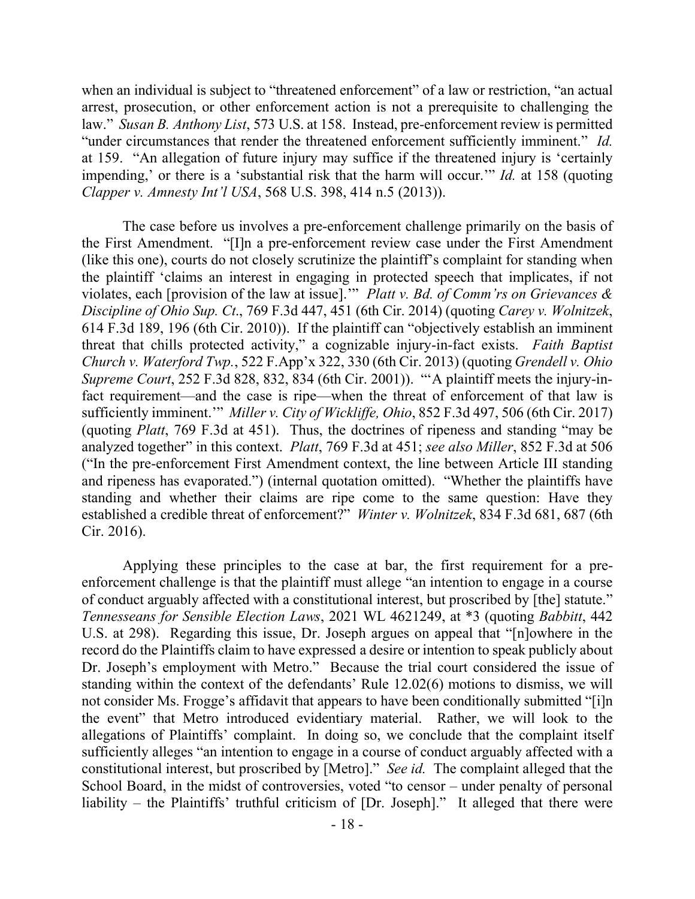when an individual is subject to "threatened enforcement" of a law or restriction, "an actual arrest, prosecution, or other enforcement action is not a prerequisite to challenging the law." *Susan B. Anthony List*, 573 U.S. at 158. Instead, pre-enforcement review is permitted "under circumstances that render the threatened enforcement sufficiently imminent." *Id.* at 159. "An allegation of future injury may suffice if the threatened injury is 'certainly impending,' or there is a 'substantial risk that the harm will occur.'" *Id.* at 158 (quoting *Clapper v. Amnesty Int'l USA*, 568 U.S. 398, 414 n.5 (2013)).

The case before us involves a pre-enforcement challenge primarily on the basis of the First Amendment. "[I]n a pre-enforcement review case under the First Amendment (like this one), courts do not closely scrutinize the plaintiff's complaint for standing when the plaintiff 'claims an interest in engaging in protected speech that implicates, if not violates, each [provision of the law at issue].'" *Platt v. Bd. of Comm'rs on Grievances & Discipline of Ohio Sup. Ct*., 769 F.3d 447, 451 (6th Cir. 2014) (quoting *Carey v. Wolnitzek*, 614 F.3d 189, 196 (6th Cir. 2010)). If the plaintiff can "objectively establish an imminent threat that chills protected activity," a cognizable injury-in-fact exists. *Faith Baptist Church v. Waterford Twp.*, 522 F.App'x 322, 330 (6th Cir. 2013) (quoting *Grendell v. Ohio Supreme Court*, 252 F.3d 828, 832, 834 (6th Cir. 2001)). "'A plaintiff meets the injury-in-fact requirement—and the case is ripe—when the threat of enforcement of that law is sufficiently imminent.'" *Miller v. City of Wickliffe, Ohio*, 852 F.3d 497, 506 (6th Cir. 2017) (quoting *Platt*, 769 F.3d at 451). Thus, the doctrines of ripeness and standing "may be analyzed together" in this context. *Platt*, 769 F.3d at 451; *see also Miller*, 852 F.3d at 506 ("In the pre-enforcement First Amendment context, the line between Article III standing and ripeness has evaporated.") (internal quotation omitted). "Whether the plaintiffs have standing and whether their claims are ripe come to the same question: Have they established a credible threat of enforcement?" *Winter v. Wolnitzek*, 834 F.3d 681, 687 (6th Cir. 2016).

Applying these principles to the case at bar, the first requirement for a pre-enforcement challenge is that the plaintiff must allege "an intention to engage in a course of conduct arguably affected with a constitutional interest, but proscribed by [the] statute." *Tennesseans for Sensible Election Laws*, 2021 WL 4621249, at *3 (quoting *Babbitt*, 442 U.S. at 298). Regarding this issue, Dr. Joseph argues on appeal that "[n]owhere in the record do the Plaintiffs claim to have expressed a desire or intention to speak publicly about Dr. Joseph's employment with Metro." Because the trial court considered the issue of standing within the context of the defendants' Rule 12.02(6) motions to dismiss, we will not consider Ms. Frogge's affidavit that appears to have been conditionally submitted "[i]n the event" that Metro introduced evidentiary material. Rather, we will look to the allegations of Plaintiffs' complaint. In doing so, we conclude that the complaint itself sufficiently alleges "an intention to engage in a course of conduct arguably affected with a constitutional interest, but proscribed by [Metro]." *See id.* The complaint alleged that the School Board, in the midst of controversies, voted "to censor – under penalty of personal liability – the Plaintiffs' truthful criticism of [Dr. Joseph]." It alleged that there were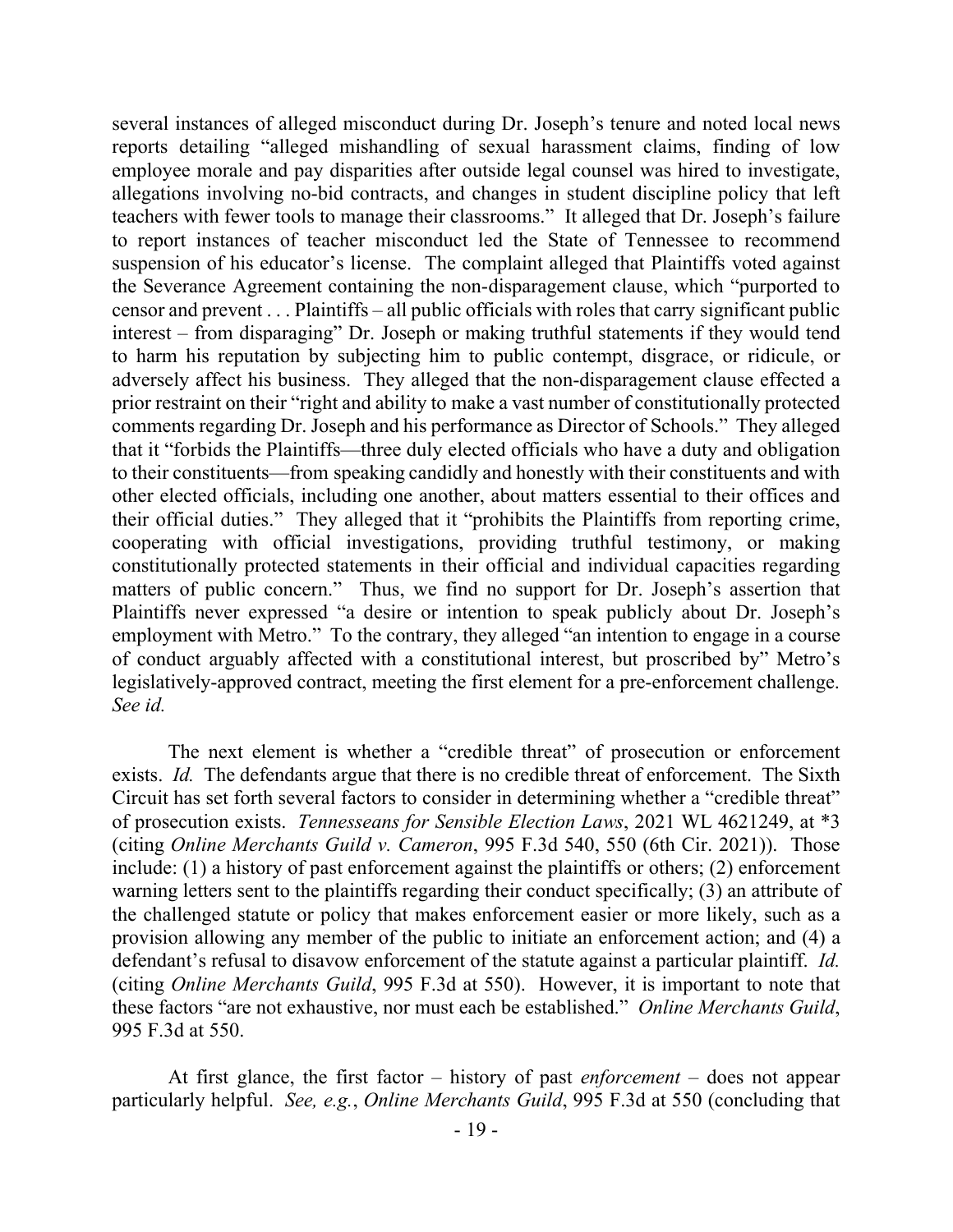several instances of alleged misconduct during Dr. Joseph's tenure and noted local news reports detailing "alleged mishandling of sexual harassment claims, finding of low employee morale and pay disparities after outside legal counsel was hired to investigate, allegations involving no-bid contracts, and changes in student discipline policy that left teachers with fewer tools to manage their classrooms." It alleged that Dr. Joseph's failure to report instances of teacher misconduct led the State of Tennessee to recommend suspension of his educator's license. The complaint alleged that Plaintiffs voted against the Severance Agreement containing the non-disparagement clause, which "purported to censor and prevent . . . Plaintiffs – all public officials with roles that carry significant public interest – from disparaging" Dr. Joseph or making truthful statements if they would tend to harm his reputation by subjecting him to public contempt, disgrace, or ridicule, or adversely affect his business. They alleged that the non-disparagement clause effected a prior restraint on their "right and ability to make a vast number of constitutionally protected comments regarding Dr. Joseph and his performance as Director of Schools." They alleged that it "forbids the Plaintiffs—three duly elected officials who have a duty and obligation to their constituents—from speaking candidly and honestly with their constituents and with other elected officials, including one another, about matters essential to their offices and their official duties." They alleged that it "prohibits the Plaintiffs from reporting crime, cooperating with official investigations, providing truthful testimony, or making constitutionally protected statements in their official and individual capacities regarding matters of public concern." Thus, we find no support for Dr. Joseph's assertion that Plaintiffs never expressed "a desire or intention to speak publicly about Dr. Joseph's employment with Metro." To the contrary, they alleged "an intention to engage in a course of conduct arguably affected with a constitutional interest, but proscribed by" Metro's legislatively-approved contract, meeting the first element for a pre-enforcement challenge. *See id.*

The next element is whether a "credible threat" of prosecution or enforcement exists. *Id.* The defendants argue that there is no credible threat of enforcement. The Sixth Circuit has set forth several factors to consider in determining whether a "credible threat" of prosecution exists. *Tennesseans for Sensible Election Laws*, 2021 WL 4621249, at *3 (citing *Online Merchants Guild v. Cameron*, 995 F.3d 540, 550 (6th Cir. 2021)). Those include: (1) a history of past enforcement against the plaintiffs or others; (2) enforcement warning letters sent to the plaintiffs regarding their conduct specifically; (3) an attribute of the challenged statute or policy that makes enforcement easier or more likely, such as a provision allowing any member of the public to initiate an enforcement action; and (4) a defendant's refusal to disavow enforcement of the statute against a particular plaintiff. *Id.* (citing *Online Merchants Guild*, 995 F.3d at 550). However, it is important to note that these factors "are not exhaustive, nor must each be established." *Online Merchants Guild*, 995 F.3d at 550.

At first glance, the first factor – history of past *enforcement* – does not appear particularly helpful. *See, e.g.*, *Online Merchants Guild*, 995 F.3d at 550 (concluding that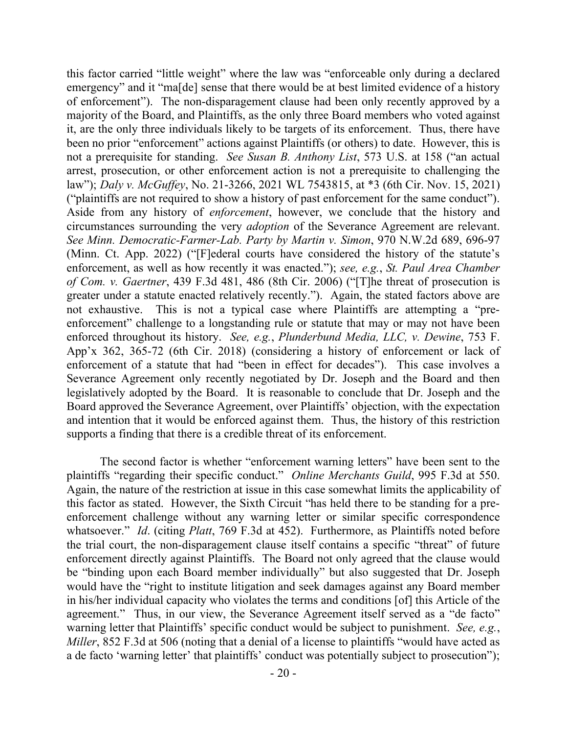this factor carried "little weight" where the law was "enforceable only during a declared emergency" and it "ma[de] sense that there would be at best limited evidence of a history of enforcement"). The non-disparagement clause had been only recently approved by a majority of the Board, and Plaintiffs, as the only three Board members who voted against it, are the only three individuals likely to be targets of its enforcement. Thus, there have been no prior "enforcement" actions against Plaintiffs (or others) to date. However, this is not a prerequisite for standing. *See Susan B. Anthony List*, 573 U.S. at 158 ("an actual arrest, prosecution, or other enforcement action is not a prerequisite to challenging the law"); *Daly v. McGuffey*, No. 21-3266, 2021 WL 7543815, at *3 (6th Cir. Nov. 15, 2021) ("plaintiffs are not required to show a history of past enforcement for the same conduct"). Aside from any history of *enforcement*, however, we conclude that the history and circumstances surrounding the very *adoption* of the Severance Agreement are relevant. *See Minn. Democratic-Farmer-Lab. Party by Martin v. Simon*, 970 N.W.2d 689, 696-97 (Minn. Ct. App. 2022) ("[F]ederal courts have considered the history of the statute's enforcement, as well as how recently it was enacted."); *see, e.g.*, *St. Paul Area Chamber of Com. v. Gaertner*, 439 F.3d 481, 486 (8th Cir. 2006) ("[T]he threat of prosecution is greater under a statute enacted relatively recently."). Again, the stated factors above are not exhaustive. This is not a typical case where Plaintiffs are attempting a "pre-enforcement" challenge to a longstanding rule or statute that may or may not have been enforced throughout its history. *See, e.g.*, *Plunderbund Media, LLC, v. Dewine*, 753 F. App'x 362, 365-72 (6th Cir. 2018) (considering a history of enforcement or lack of enforcement of a statute that had "been in effect for decades"). This case involves a Severance Agreement only recently negotiated by Dr. Joseph and the Board and then legislatively adopted by the Board. It is reasonable to conclude that Dr. Joseph and the Board approved the Severance Agreement, over Plaintiffs' objection, with the expectation and intention that it would be enforced against them. Thus, the history of this restriction supports a finding that there is a credible threat of its enforcement.

The second factor is whether "enforcement warning letters" have been sent to the plaintiffs "regarding their specific conduct." *Online Merchants Guild*, 995 F.3d at 550. Again, the nature of the restriction at issue in this case somewhat limits the applicability of this factor as stated. However, the Sixth Circuit "has held there to be standing for a pre-enforcement challenge without any warning letter or similar specific correspondence whatsoever." *Id*. (citing *Platt*, 769 F.3d at 452). Furthermore, as Plaintiffs noted before the trial court, the non-disparagement clause itself contains a specific "threat" of future enforcement directly against Plaintiffs. The Board not only agreed that the clause would be "binding upon each Board member individually" but also suggested that Dr. Joseph would have the "right to institute litigation and seek damages against any Board member in his/her individual capacity who violates the terms and conditions [of] this Article of the agreement." Thus, in our view, the Severance Agreement itself served as a "de facto" warning letter that Plaintiffs' specific conduct would be subject to punishment. *See, e.g.*, *Miller*, 852 F.3d at 506 (noting that a denial of a license to plaintiffs "would have acted as a de facto 'warning letter' that plaintiffs' conduct was potentially subject to prosecution");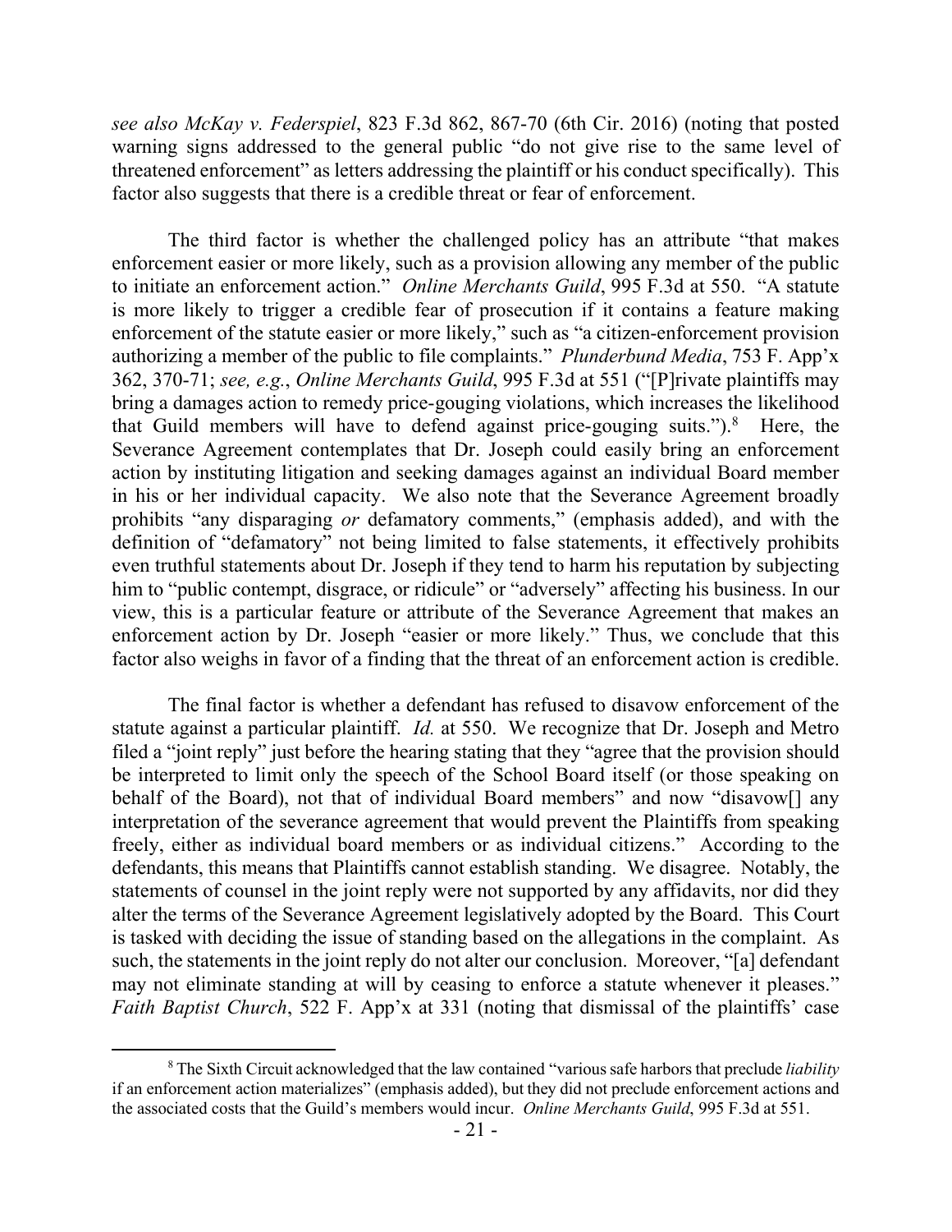*see also McKay v. Federspiel*, 823 F.3d 862, 867-70 (6th Cir. 2016) (noting that posted warning signs addressed to the general public "do not give rise to the same level of threatened enforcement" as letters addressing the plaintiff or his conduct specifically). This factor also suggests that there is a credible threat or fear of enforcement.

The third factor is whether the challenged policy has an attribute "that makes enforcement easier or more likely, such as a provision allowing any member of the public to initiate an enforcement action." *Online Merchants Guild*, 995 F.3d at 550. "A statute is more likely to trigger a credible fear of prosecution if it contains a feature making enforcement of the statute easier or more likely," such as "a citizen-enforcement provision authorizing a member of the public to file complaints." *Plunderbund Media*, 753 F. App'x 362, 370-71; *see, e.g.*, *Online Merchants Guild*, 995 F.3d at 551 ("[P]rivate plaintiffs may bring a damages action to remedy price-gouging violations, which increases the likelihood that Guild members will have to defend against price-gouging suits.").[8] Here, the Severance Agreement contemplates that Dr. Joseph could easily bring an enforcement action by instituting litigation and seeking damages against an individual Board member in his or her individual capacity. We also note that the Severance Agreement broadly prohibits "any disparaging *or* defamatory comments," (emphasis added), and with the definition of "defamatory" not being limited to false statements, it effectively prohibits even truthful statements about Dr. Joseph if they tend to harm his reputation by subjecting him to "public contempt, disgrace, or ridicule" or "adversely" affecting his business. In our view, this is a particular feature or attribute of the Severance Agreement that makes an enforcement action by Dr. Joseph "easier or more likely." Thus, we conclude that this factor also weighs in favor of a finding that the threat of an enforcement action is credible.

The final factor is whether a defendant has refused to disavow enforcement of the statute against a particular plaintiff. *Id.* at 550. We recognize that Dr. Joseph and Metro filed a "joint reply" just before the hearing stating that they "agree that the provision should be interpreted to limit only the speech of the School Board itself (or those speaking on behalf of the Board), not that of individual Board members" and now "disavow[] any interpretation of the severance agreement that would prevent the Plaintiffs from speaking freely, either as individual board members or as individual citizens." According to the defendants, this means that Plaintiffs cannot establish standing. We disagree. Notably, the statements of counsel in the joint reply were not supported by any affidavits, nor did they alter the terms of the Severance Agreement legislatively adopted by the Board. This Court is tasked with deciding the issue of standing based on the allegations in the complaint. As such, the statements in the joint reply do not alter our conclusion. Moreover, "[a] defendant may not eliminate standing at will by ceasing to enforce a statute whenever it pleases." *Faith Baptist Church*, 522 F. App'x at 331 (noting that dismissal of the plaintiffs' case

[8] The Sixth Circuit acknowledged that the law contained "various safe harbors that preclude *liability* if an enforcement action materializes" (emphasis added), but they did not preclude enforcement actions and the associated costs that the Guild's members would incur. *Online Merchants Guild*, 995 F.3d at 551.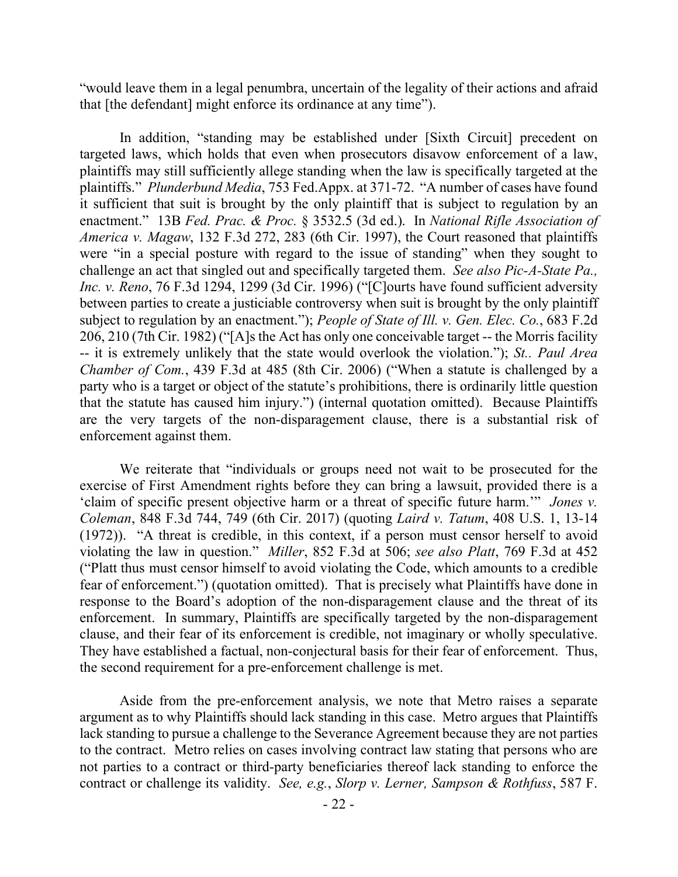"would leave them in a legal penumbra, uncertain of the legality of their actions and afraid that [the defendant] might enforce its ordinance at any time").

In addition, "standing may be established under [Sixth Circuit] precedent on targeted laws, which holds that even when prosecutors disavow enforcement of a law, plaintiffs may still sufficiently allege standing when the law is specifically targeted at the plaintiffs." *Plunderbund Media*, 753 Fed.Appx. at 371-72. "A number of cases have found it sufficient that suit is brought by the only plaintiff that is subject to regulation by an enactment." 13B *Fed. Prac. & Proc.* § 3532.5 (3d ed.). In *National Rifle Association of America v. Magaw*, 132 F.3d 272, 283 (6th Cir. 1997), the Court reasoned that plaintiffs were "in a special posture with regard to the issue of standing" when they sought to challenge an act that singled out and specifically targeted them. *See also Pic-A-State Pa., Inc. v. Reno*, 76 F.3d 1294, 1299 (3d Cir. 1996) ("[C]ourts have found sufficient adversity between parties to create a justiciable controversy when suit is brought by the only plaintiff subject to regulation by an enactment."); *People of State of Ill. v. Gen. Elec. Co.*, 683 F.2d 206, 210 (7th Cir. 1982) ("[A]s the Act has only one conceivable target -- the Morris facility -- it is extremely unlikely that the state would overlook the violation."); *St.. Paul Area Chamber of Com.*, 439 F.3d at 485 (8th Cir. 2006) ("When a statute is challenged by a party who is a target or object of the statute's prohibitions, there is ordinarily little question that the statute has caused him injury.") (internal quotation omitted). Because Plaintiffs are the very targets of the non-disparagement clause, there is a substantial risk of enforcement against them.

We reiterate that "individuals or groups need not wait to be prosecuted for the exercise of First Amendment rights before they can bring a lawsuit, provided there is a 'claim of specific present objective harm or a threat of specific future harm.'" *Jones v. Coleman*, 848 F.3d 744, 749 (6th Cir. 2017) (quoting *Laird v. Tatum*, 408 U.S. 1, 13-14 (1972)). "A threat is credible, in this context, if a person must censor herself to avoid violating the law in question." *Miller*, 852 F.3d at 506; *see also Platt*, 769 F.3d at 452 ("Platt thus must censor himself to avoid violating the Code, which amounts to a credible fear of enforcement.") (quotation omitted). That is precisely what Plaintiffs have done in response to the Board's adoption of the non-disparagement clause and the threat of its enforcement. In summary, Plaintiffs are specifically targeted by the non-disparagement clause, and their fear of its enforcement is credible, not imaginary or wholly speculative. They have established a factual, non-conjectural basis for their fear of enforcement. Thus, the second requirement for a pre-enforcement challenge is met.

Aside from the pre-enforcement analysis, we note that Metro raises a separate argument as to why Plaintiffs should lack standing in this case. Metro argues that Plaintiffs lack standing to pursue a challenge to the Severance Agreement because they are not parties to the contract. Metro relies on cases involving contract law stating that persons who are not parties to a contract or third-party beneficiaries thereof lack standing to enforce the contract or challenge its validity. *See, e.g.*, *Slorp v. Lerner, Sampson & Rothfuss*, 587 F.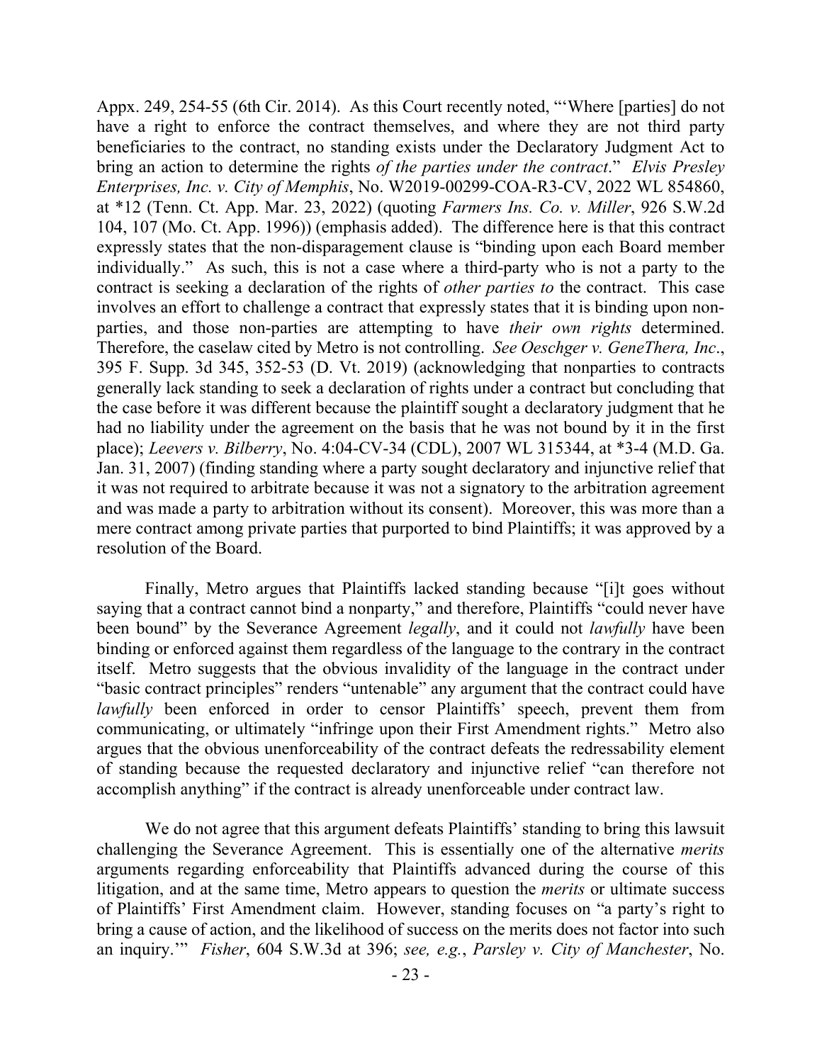Appx. 249, 254-55 (6th Cir. 2014). As this Court recently noted, "'Where [parties] do not have a right to enforce the contract themselves, and where they are not third party beneficiaries to the contract, no standing exists under the Declaratory Judgment Act to bring an action to determine the rights *of the parties under the contract*." *Elvis Presley Enterprises, Inc. v. City of Memphis*, No. W2019-00299-COA-R3-CV, 2022 WL 854860, at *12 (Tenn. Ct. App. Mar. 23, 2022) (quoting *Farmers Ins. Co. v. Miller*, 926 S.W.2d 104, 107 (Mo. Ct. App. 1996)) (emphasis added). The difference here is that this contract expressly states that the non-disparagement clause is "binding upon each Board member individually." As such, this is not a case where a third-party who is not a party to the contract is seeking a declaration of the rights of *other parties to* the contract. This case involves an effort to challenge a contract that expressly states that it is binding upon non-parties, and those non-parties are attempting to have *their own rights* determined. Therefore, the caselaw cited by Metro is not controlling. *See Oeschger v. GeneThera, Inc*., 395 F. Supp. 3d 345, 352-53 (D. Vt. 2019) (acknowledging that nonparties to contracts generally lack standing to seek a declaration of rights under a contract but concluding that the case before it was different because the plaintiff sought a declaratory judgment that he had no liability under the agreement on the basis that he was not bound by it in the first place); *Leevers v. Bilberry*, No. 4:04-CV-34 (CDL), 2007 WL 315344, at *3-4 (M.D. Ga. Jan. 31, 2007) (finding standing where a party sought declaratory and injunctive relief that it was not required to arbitrate because it was not a signatory to the arbitration agreement and was made a party to arbitration without its consent). Moreover, this was more than a mere contract among private parties that purported to bind Plaintiffs; it was approved by a resolution of the Board.

Finally, Metro argues that Plaintiffs lacked standing because "[i]t goes without saying that a contract cannot bind a nonparty," and therefore, Plaintiffs "could never have been bound" by the Severance Agreement *legally*, and it could not *lawfully* have been binding or enforced against them regardless of the language to the contrary in the contract itself. Metro suggests that the obvious invalidity of the language in the contract under "basic contract principles" renders "untenable" any argument that the contract could have *lawfully* been enforced in order to censor Plaintiffs' speech, prevent them from communicating, or ultimately "infringe upon their First Amendment rights." Metro also argues that the obvious unenforceability of the contract defeats the redressability element of standing because the requested declaratory and injunctive relief "can therefore not accomplish anything" if the contract is already unenforceable under contract law.

We do not agree that this argument defeats Plaintiffs' standing to bring this lawsuit challenging the Severance Agreement. This is essentially one of the alternative *merits* arguments regarding enforceability that Plaintiffs advanced during the course of this litigation, and at the same time, Metro appears to question the *merits* or ultimate success of Plaintiffs' First Amendment claim. However, standing focuses on "a party's right to bring a cause of action, and the likelihood of success on the merits does not factor into such an inquiry.'" *Fisher*, 604 S.W.3d at 396; *see, e.g.*, *Parsley v. City of Manchester*, No.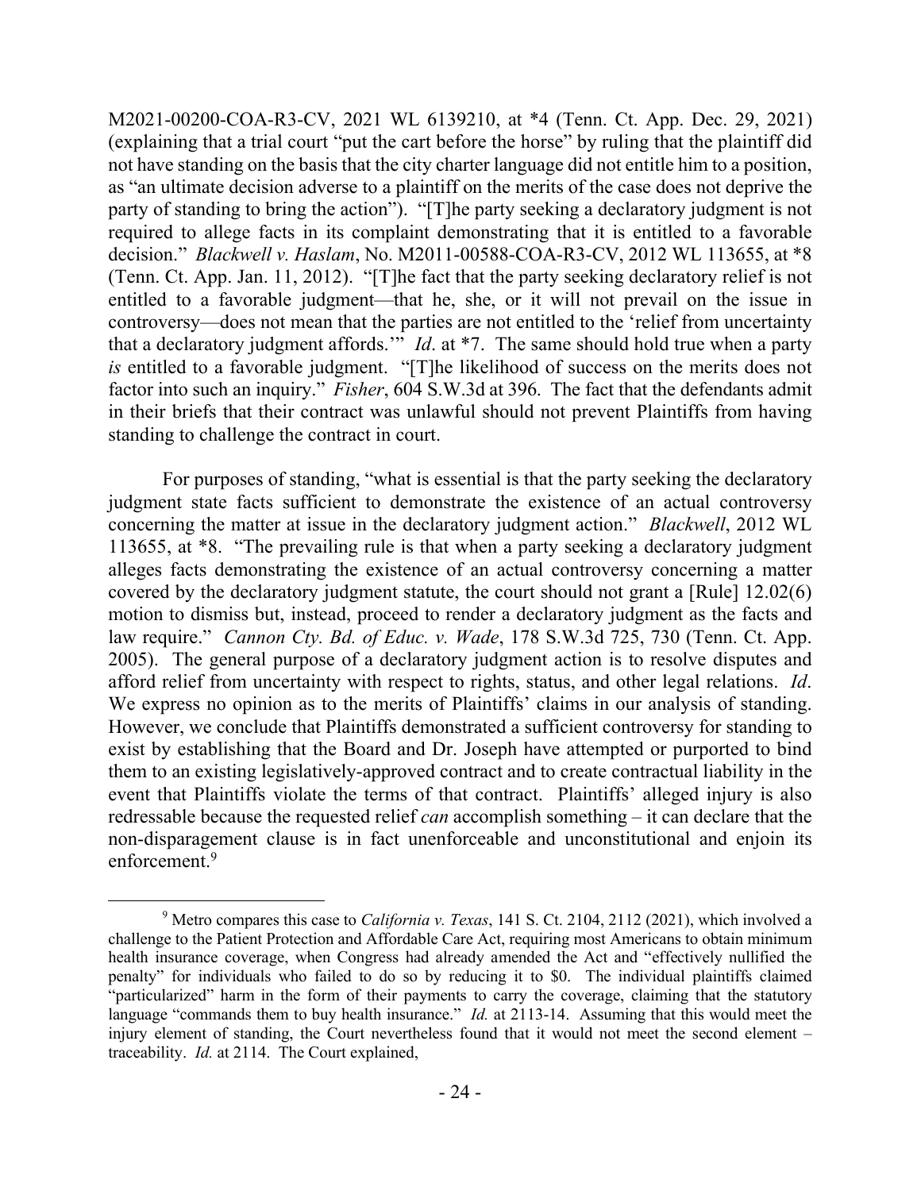M2021-00200-COA-R3-CV, 2021 WL 6139210, at *4 (Tenn. Ct. App. Dec. 29, 2021) (explaining that a trial court "put the cart before the horse" by ruling that the plaintiff did not have standing on the basis that the city charter language did not entitle him to a position, as "an ultimate decision adverse to a plaintiff on the merits of the case does not deprive the party of standing to bring the action"). "[T]he party seeking a declaratory judgment is not required to allege facts in its complaint demonstrating that it is entitled to a favorable decision." *Blackwell v. Haslam*, No. M2011-00588-COA-R3-CV, 2012 WL 113655, at *8 (Tenn. Ct. App. Jan. 11, 2012). "[T]he fact that the party seeking declaratory relief is not entitled to a favorable judgment—that he, she, or it will not prevail on the issue in controversy—does not mean that the parties are not entitled to the 'relief from uncertainty that a declaratory judgment affords.'" *Id*. at *7. The same should hold true when a party *is* entitled to a favorable judgment. "[T]he likelihood of success on the merits does not factor into such an inquiry." *Fisher*, 604 S.W.3d at 396. The fact that the defendants admit in their briefs that their contract was unlawful should not prevent Plaintiffs from having standing to challenge the contract in court.

For purposes of standing, "what is essential is that the party seeking the declaratory judgment state facts sufficient to demonstrate the existence of an actual controversy concerning the matter at issue in the declaratory judgment action." *Blackwell*, 2012 WL 113655, at *8. "The prevailing rule is that when a party seeking a declaratory judgment alleges facts demonstrating the existence of an actual controversy concerning a matter covered by the declaratory judgment statute, the court should not grant a [Rule] 12.02(6) motion to dismiss but, instead, proceed to render a declaratory judgment as the facts and law require." *Cannon Cty. Bd. of Educ. v. Wade*, 178 S.W.3d 725, 730 (Tenn. Ct. App. 2005). The general purpose of a declaratory judgment action is to resolve disputes and afford relief from uncertainty with respect to rights, status, and other legal relations. *Id*. We express no opinion as to the merits of Plaintiffs' claims in our analysis of standing. However, we conclude that Plaintiffs demonstrated a sufficient controversy for standing to exist by establishing that the Board and Dr. Joseph have attempted or purported to bind them to an existing legislatively-approved contract and to create contractual liability in the event that Plaintiffs violate the terms of that contract. Plaintiffs' alleged injury is also redressable because the requested relief *can* accomplish something – it can declare that the non-disparagement clause is in fact unenforceable and unconstitutional and enjoin its enforcement.[9]

---

[9] Metro compares this case to *California v. Texas*, 141 S. Ct. 2104, 2112 (2021), which involved a challenge to the Patient Protection and Affordable Care Act, requiring most Americans to obtain minimum health insurance coverage, when Congress had already amended the Act and "effectively nullified the penalty" for individuals who failed to do so by reducing it to $0. The individual plaintiffs claimed "particularized" harm in the form of their payments to carry the coverage, claiming that the statutory language "commands them to buy health insurance." *Id.* at 2113-14. Assuming that this would meet the injury element of standing, the Court nevertheless found that it would not meet the second element – traceability. *Id.* at 2114. The Court explained,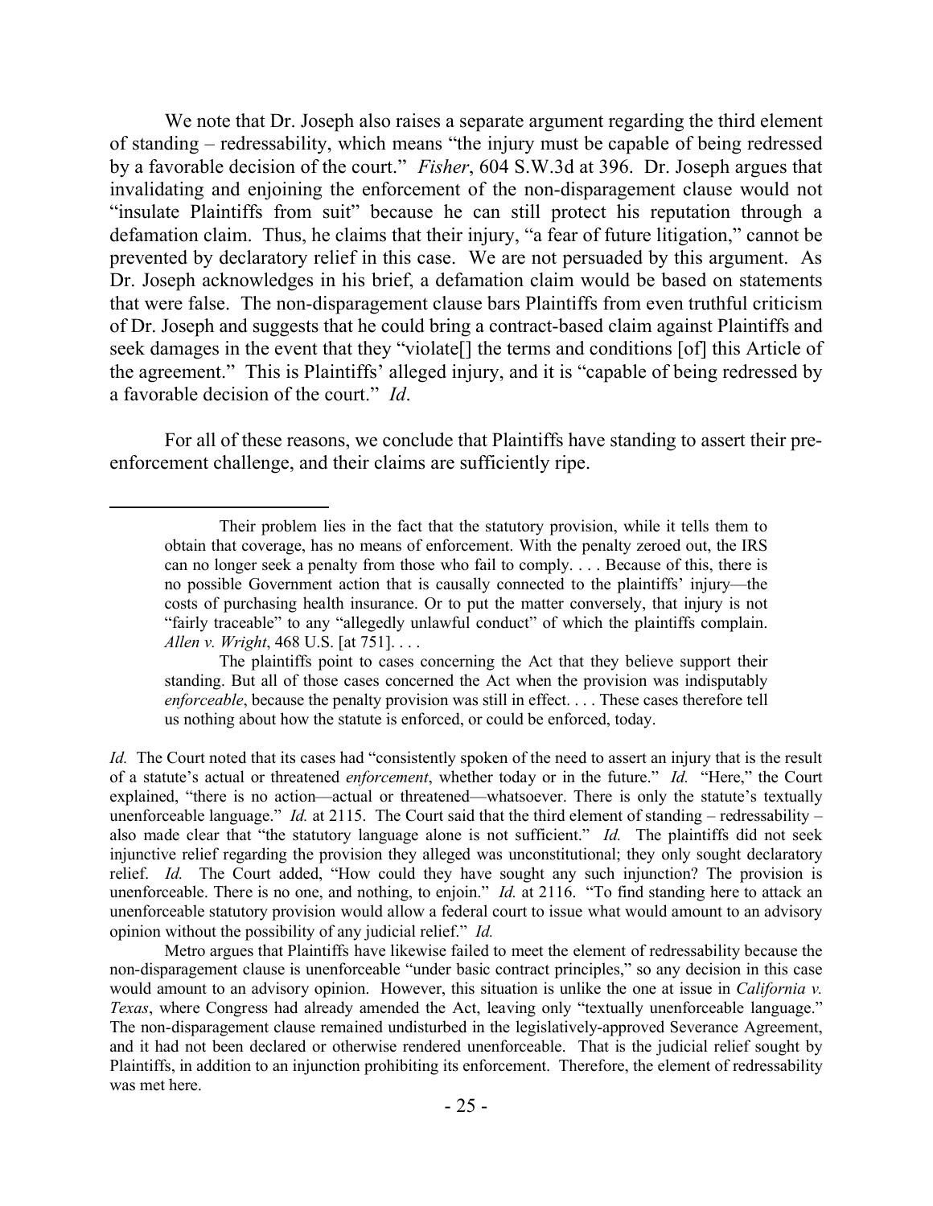We note that Dr. Joseph also raises a separate argument regarding the third element of standing – redressability, which means "the injury must be capable of being redressed by a favorable decision of the court." *Fisher*, 604 S.W.3d at 396. Dr. Joseph argues that invalidating and enjoining the enforcement of the non-disparagement clause would not "insulate Plaintiffs from suit" because he can still protect his reputation through a defamation claim. Thus, he claims that their injury, "a fear of future litigation," cannot be prevented by declaratory relief in this case. We are not persuaded by this argument. As Dr. Joseph acknowledges in his brief, a defamation claim would be based on statements that were false. The non-disparagement clause bars Plaintiffs from even truthful criticism of Dr. Joseph and suggests that he could bring a contract-based claim against Plaintiffs and seek damages in the event that they "violate[] the terms and conditions [of] this Article of the agreement." This is Plaintiffs' alleged injury, and it is "capable of being redressed by a favorable decision of the court." *Id*.

For all of these reasons, we conclude that Plaintiffs have standing to assert their pre-enforcement challenge, and their claims are sufficiently ripe.

---

> Their problem lies in the fact that the statutory provision, while it tells them to obtain that coverage, has no means of enforcement. With the penalty zeroed out, the IRS can no longer seek a penalty from those who fail to comply. . . . Because of this, there is no possible Government action that is causally connected to the plaintiffs' injury—the costs of purchasing health insurance. Or to put the matter conversely, that injury is not "fairly traceable" to any "allegedly unlawful conduct" of which the plaintiffs complain. *Allen v. Wright*, 468 U.S. [at 751]. . . .
>
> The plaintiffs point to cases concerning the Act that they believe support their standing. But all of those cases concerned the Act when the provision was indisputably *enforceable*, because the penalty provision was still in effect. . . . These cases therefore tell us nothing about how the statute is enforced, or could be enforced, today.

*Id.* The Court noted that its cases had "consistently spoken of the need to assert an injury that is the result of a statute's actual or threatened *enforcement*, whether today or in the future." *Id.* "Here," the Court explained, "there is no action—actual or threatened—whatsoever. There is only the statute's textually unenforceable language." *Id.* at 2115. The Court said that the third element of standing – redressability – also made clear that "the statutory language alone is not sufficient." *Id.* The plaintiffs did not seek injunctive relief regarding the provision they alleged was unconstitutional; they only sought declaratory relief. *Id.* The Court added, "How could they have sought any such injunction? The provision is unenforceable. There is no one, and nothing, to enjoin." *Id.* at 2116. "To find standing here to attack an unenforceable statutory provision would allow a federal court to issue what would amount to an advisory opinion without the possibility of any judicial relief." *Id.*

Metro argues that Plaintiffs have likewise failed to meet the element of redressability because the non-disparagement clause is unenforceable "under basic contract principles," so any decision in this case would amount to an advisory opinion. However, this situation is unlike the one at issue in *California v. Texas*, where Congress had already amended the Act, leaving only "textually unenforceable language." The non-disparagement clause remained undisturbed in the legislatively-approved Severance Agreement, and it had not been declared or otherwise rendered unenforceable. That is the judicial relief sought by Plaintiffs, in addition to an injunction prohibiting its enforcement. Therefore, the element of redressability was met here.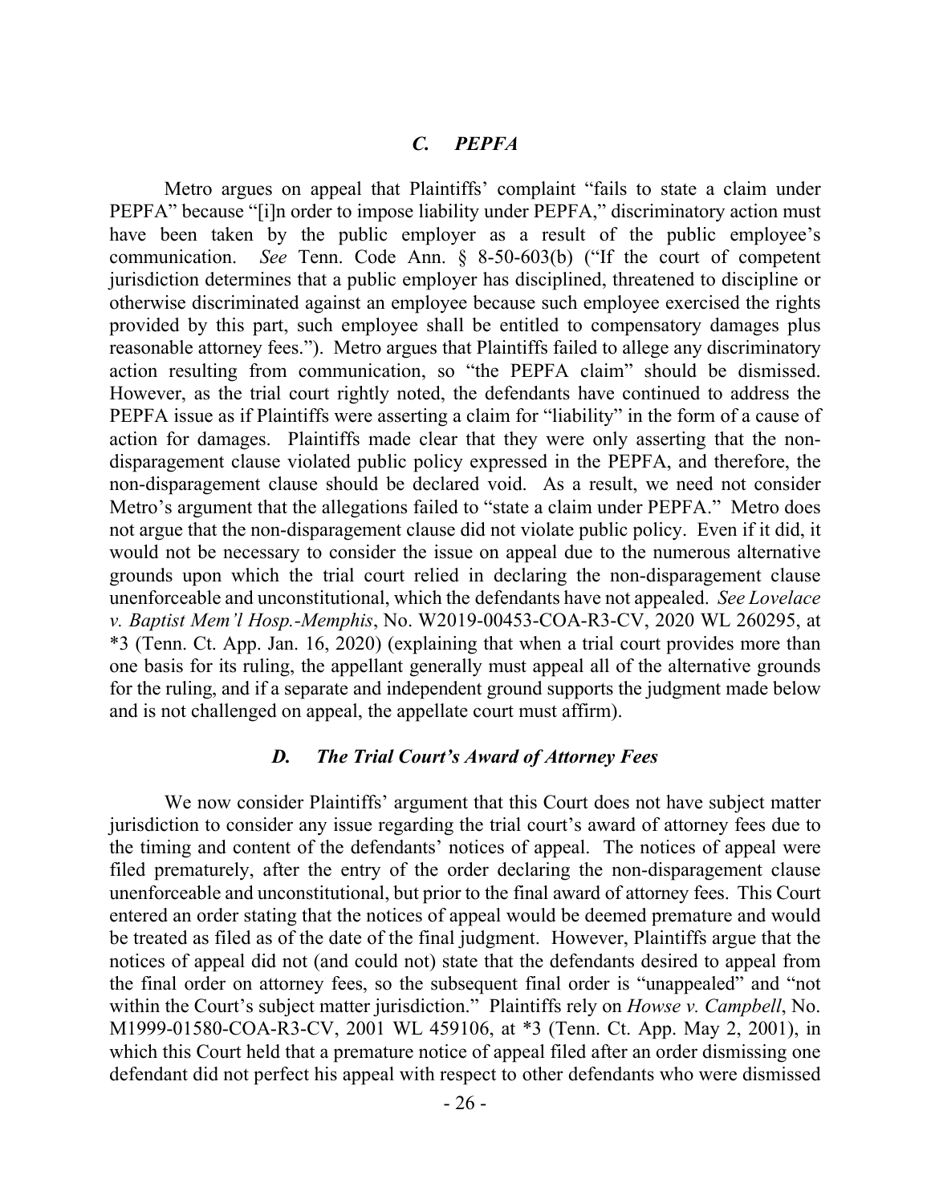### *C. PEPFA*

Metro argues on appeal that Plaintiffs' complaint "fails to state a claim under PEPFA" because "[i]n order to impose liability under PEPFA," discriminatory action must have been taken by the public employer as a result of the public employee's communication. *See* Tenn. Code Ann. § 8-50-603(b) ("If the court of competent jurisdiction determines that a public employer has disciplined, threatened to discipline or otherwise discriminated against an employee because such employee exercised the rights provided by this part, such employee shall be entitled to compensatory damages plus reasonable attorney fees."). Metro argues that Plaintiffs failed to allege any discriminatory action resulting from communication, so "the PEPFA claim" should be dismissed. However, as the trial court rightly noted, the defendants have continued to address the PEPFA issue as if Plaintiffs were asserting a claim for "liability" in the form of a cause of action for damages. Plaintiffs made clear that they were only asserting that the non-disparagement clause violated public policy expressed in the PEPFA, and therefore, the non-disparagement clause should be declared void. As a result, we need not consider Metro's argument that the allegations failed to "state a claim under PEPFA." Metro does not argue that the non-disparagement clause did not violate public policy. Even if it did, it would not be necessary to consider the issue on appeal due to the numerous alternative grounds upon which the trial court relied in declaring the non-disparagement clause unenforceable and unconstitutional, which the defendants have not appealed. *See Lovelace v. Baptist Mem'l Hosp.-Memphis*, No. W2019-00453-COA-R3-CV, 2020 WL 260295, at *3 (Tenn. Ct. App. Jan. 16, 2020) (explaining that when a trial court provides more than one basis for its ruling, the appellant generally must appeal all of the alternative grounds for the ruling, and if a separate and independent ground supports the judgment made below and is not challenged on appeal, the appellate court must affirm).

### *D. The Trial Court's Award of Attorney Fees*

We now consider Plaintiffs' argument that this Court does not have subject matter jurisdiction to consider any issue regarding the trial court's award of attorney fees due to the timing and content of the defendants' notices of appeal. The notices of appeal were filed prematurely, after the entry of the order declaring the non-disparagement clause unenforceable and unconstitutional, but prior to the final award of attorney fees. This Court entered an order stating that the notices of appeal would be deemed premature and would be treated as filed as of the date of the final judgment. However, Plaintiffs argue that the notices of appeal did not (and could not) state that the defendants desired to appeal from the final order on attorney fees, so the subsequent final order is "unappealed" and "not within the Court's subject matter jurisdiction." Plaintiffs rely on *Howse v. Campbell*, No. M1999-01580-COA-R3-CV, 2001 WL 459106, at *3 (Tenn. Ct. App. May 2, 2001), in which this Court held that a premature notice of appeal filed after an order dismissing one defendant did not perfect his appeal with respect to other defendants who were dismissed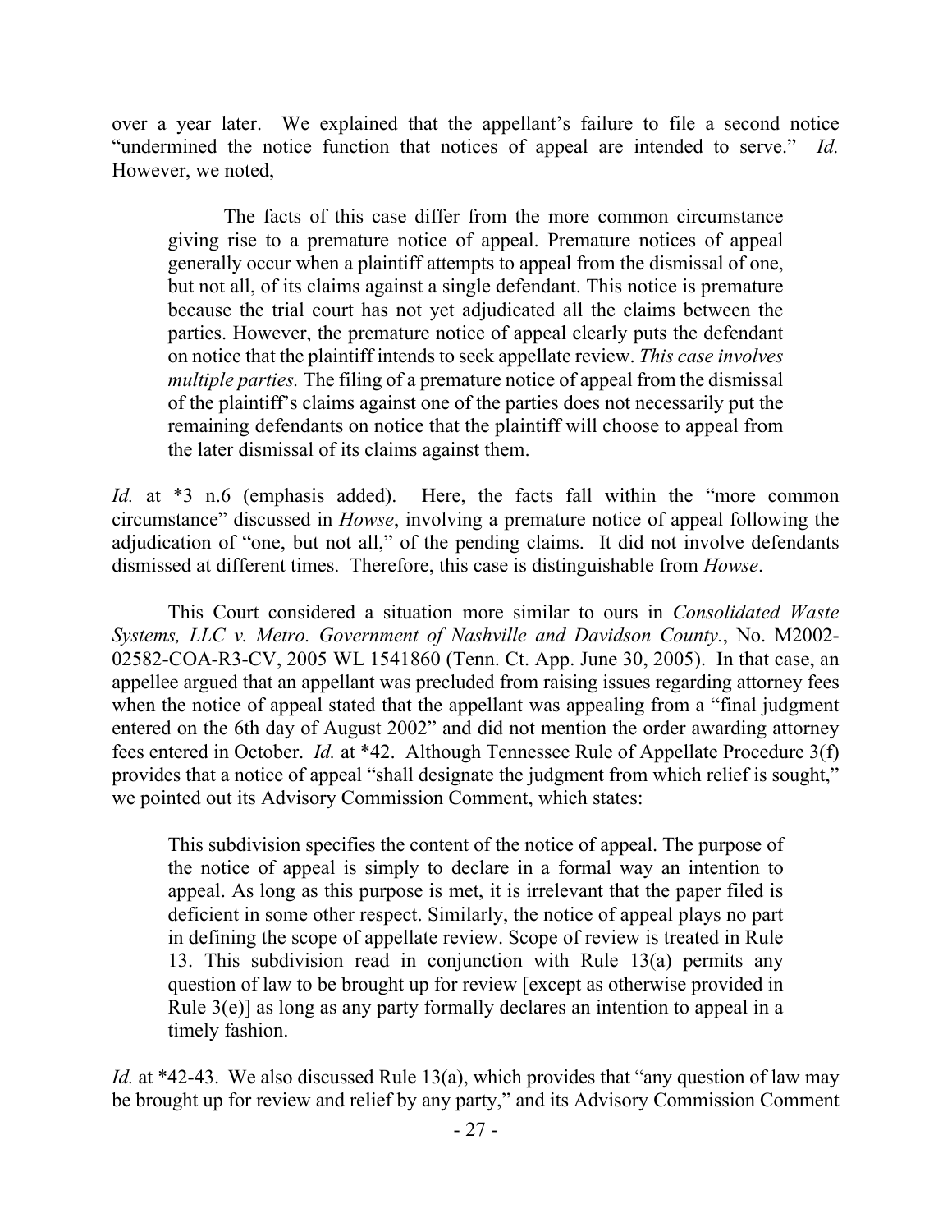over a year later. We explained that the appellant's failure to file a second notice "undermined the notice function that notices of appeal are intended to serve." *Id.* However, we noted,

> The facts of this case differ from the more common circumstance giving rise to a premature notice of appeal. Premature notices of appeal generally occur when a plaintiff attempts to appeal from the dismissal of one, but not all, of its claims against a single defendant. This notice is premature because the trial court has not yet adjudicated all the claims between the parties. However, the premature notice of appeal clearly puts the defendant on notice that the plaintiff intends to seek appellate review. *This case involves multiple parties.* The filing of a premature notice of appeal from the dismissal of the plaintiff's claims against one of the parties does not necessarily put the remaining defendants on notice that the plaintiff will choose to appeal from the later dismissal of its claims against them.

*Id.* at *3 n.6 (emphasis added). Here, the facts fall within the "more common circumstance" discussed in *Howse*, involving a premature notice of appeal following the adjudication of "one, but not all," of the pending claims. It did not involve defendants dismissed at different times. Therefore, this case is distinguishable from *Howse*.

This Court considered a situation more similar to ours in *Consolidated Waste Systems, LLC v. Metro. Government of Nashville and Davidson County.*, No. M2002-02582-COA-R3-CV, 2005 WL 1541860 (Tenn. Ct. App. June 30, 2005). In that case, an appellee argued that an appellant was precluded from raising issues regarding attorney fees when the notice of appeal stated that the appellant was appealing from a "final judgment entered on the 6th day of August 2002" and did not mention the order awarding attorney fees entered in October. *Id.* at *42. Although Tennessee Rule of Appellate Procedure 3(f) provides that a notice of appeal "shall designate the judgment from which relief is sought," we pointed out its Advisory Commission Comment, which states:

> This subdivision specifies the content of the notice of appeal. The purpose of the notice of appeal is simply to declare in a formal way an intention to appeal. As long as this purpose is met, it is irrelevant that the paper filed is deficient in some other respect. Similarly, the notice of appeal plays no part in defining the scope of appellate review. Scope of review is treated in Rule 13. This subdivision read in conjunction with Rule 13(a) permits any question of law to be brought up for review [except as otherwise provided in Rule 3(e)] as long as any party formally declares an intention to appeal in a timely fashion.

*Id.* at *42-43. We also discussed Rule 13(a), which provides that "any question of law may be brought up for review and relief by any party," and its Advisory Commission Comment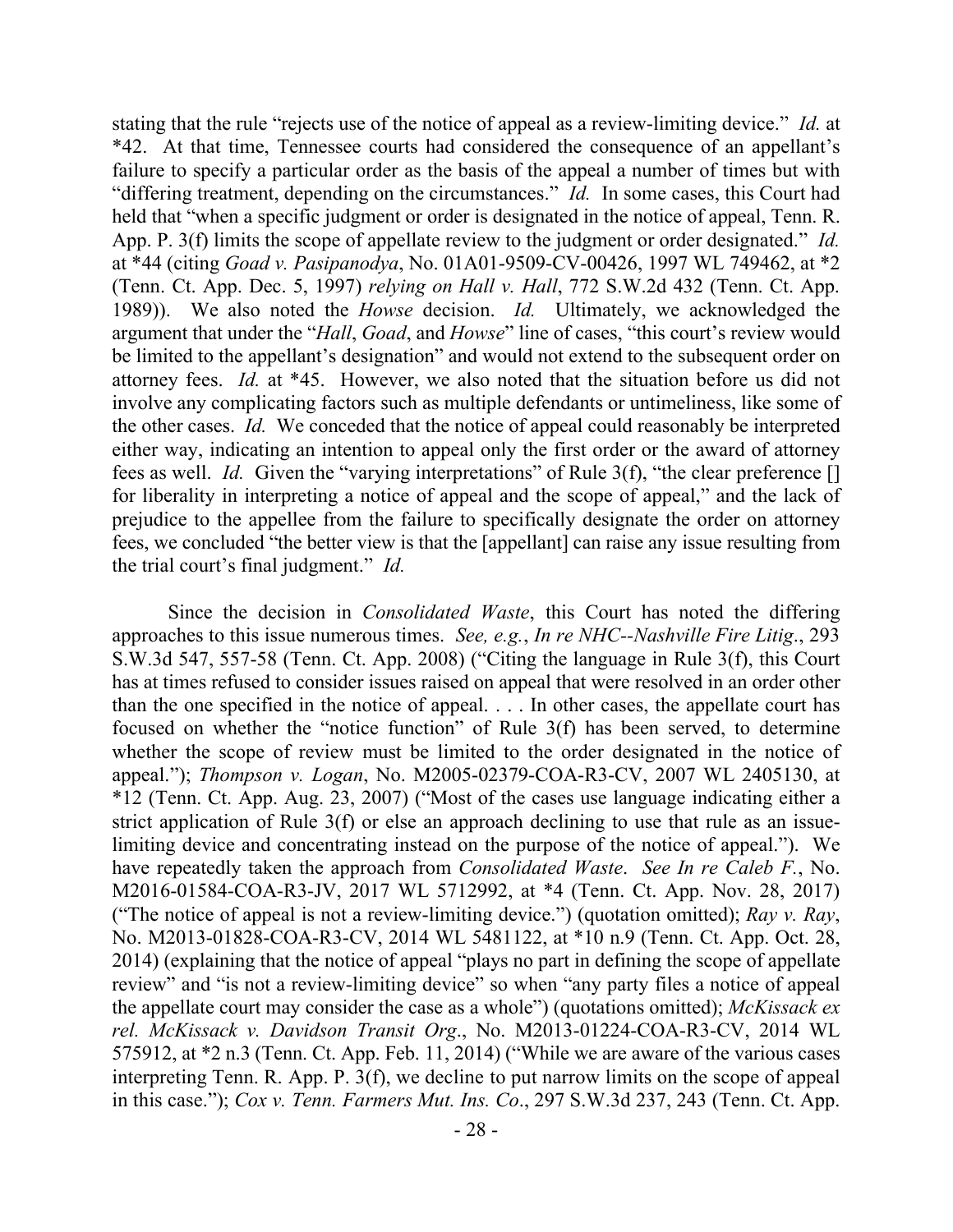stating that the rule "rejects use of the notice of appeal as a review-limiting device." *Id.* at *42. At that time, Tennessee courts had considered the consequence of an appellant's failure to specify a particular order as the basis of the appeal a number of times but with "differing treatment, depending on the circumstances." *Id.* In some cases, this Court had held that "when a specific judgment or order is designated in the notice of appeal, Tenn. R. App. P. 3(f) limits the scope of appellate review to the judgment or order designated." *Id.* at *44 (citing *Goad v. Pasipanodya*, No. 01A01-9509-CV-00426, 1997 WL 749462, at *2 (Tenn. Ct. App. Dec. 5, 1997) *relying on Hall v. Hall*, 772 S.W.2d 432 (Tenn. Ct. App. 1989)). We also noted the *Howse* decision. *Id.* Ultimately, we acknowledged the argument that under the "*Hall*, *Goad*, and *Howse*" line of cases, "this court's review would be limited to the appellant's designation" and would not extend to the subsequent order on attorney fees. *Id.* at *45. However, we also noted that the situation before us did not involve any complicating factors such as multiple defendants or untimeliness, like some of the other cases. *Id.* We conceded that the notice of appeal could reasonably be interpreted either way, indicating an intention to appeal only the first order or the award of attorney fees as well. *Id.* Given the "varying interpretations" of Rule 3(f), "the clear preference [] for liberality in interpreting a notice of appeal and the scope of appeal," and the lack of prejudice to the appellee from the failure to specifically designate the order on attorney fees, we concluded "the better view is that the [appellant] can raise any issue resulting from the trial court's final judgment." *Id.*

Since the decision in *Consolidated Waste*, this Court has noted the differing approaches to this issue numerous times. *See, e.g.*, *In re NHC--Nashville Fire Litig*., 293 S.W.3d 547, 557-58 (Tenn. Ct. App. 2008) ("Citing the language in Rule 3(f), this Court has at times refused to consider issues raised on appeal that were resolved in an order other than the one specified in the notice of appeal. . . . In other cases, the appellate court has focused on whether the "notice function" of Rule 3(f) has been served, to determine whether the scope of review must be limited to the order designated in the notice of appeal."); *Thompson v. Logan*, No. M2005-02379-COA-R3-CV, 2007 WL 2405130, at *12 (Tenn. Ct. App. Aug. 23, 2007) ("Most of the cases use language indicating either a strict application of Rule 3(f) or else an approach declining to use that rule as an issue-limiting device and concentrating instead on the purpose of the notice of appeal."). We have repeatedly taken the approach from *Consolidated Waste*. *See In re Caleb F.*, No. M2016-01584-COA-R3-JV, 2017 WL 5712992, at *4 (Tenn. Ct. App. Nov. 28, 2017) ("The notice of appeal is not a review-limiting device.") (quotation omitted); *Ray v. Ray*, No. M2013-01828-COA-R3-CV, 2014 WL 5481122, at *10 n.9 (Tenn. Ct. App. Oct. 28, 2014) (explaining that the notice of appeal "plays no part in defining the scope of appellate review" and "is not a review-limiting device" so when "any party files a notice of appeal the appellate court may consider the case as a whole") (quotations omitted); *McKissack ex rel. McKissack v. Davidson Transit Org*., No. M2013-01224-COA-R3-CV, 2014 WL 575912, at *2 n.3 (Tenn. Ct. App. Feb. 11, 2014) ("While we are aware of the various cases interpreting Tenn. R. App. P. 3(f), we decline to put narrow limits on the scope of appeal in this case."); *Cox v. Tenn. Farmers Mut. Ins. Co*., 297 S.W.3d 237, 243 (Tenn. Ct. App.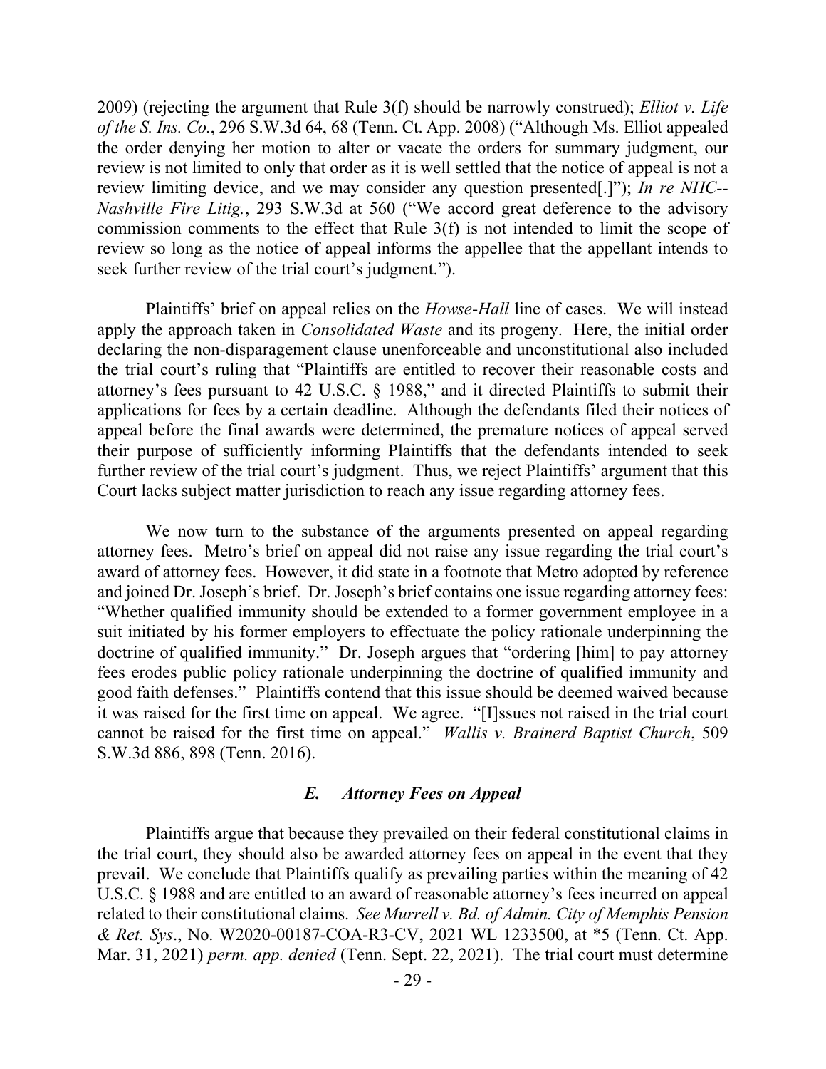2009) (rejecting the argument that Rule 3(f) should be narrowly construed); *Elliot v. Life of the S. Ins. Co.*, 296 S.W.3d 64, 68 (Tenn. Ct. App. 2008) ("Although Ms. Elliot appealed the order denying her motion to alter or vacate the orders for summary judgment, our review is not limited to only that order as it is well settled that the notice of appeal is not a review limiting device, and we may consider any question presented[.]"); *In re NHC--Nashville Fire Litig.*, 293 S.W.3d at 560 ("We accord great deference to the advisory commission comments to the effect that Rule 3(f) is not intended to limit the scope of review so long as the notice of appeal informs the appellee that the appellant intends to seek further review of the trial court's judgment.").

Plaintiffs' brief on appeal relies on the *Howse-Hall* line of cases. We will instead apply the approach taken in *Consolidated Waste* and its progeny. Here, the initial order declaring the non-disparagement clause unenforceable and unconstitutional also included the trial court's ruling that "Plaintiffs are entitled to recover their reasonable costs and attorney's fees pursuant to 42 U.S.C. § 1988," and it directed Plaintiffs to submit their applications for fees by a certain deadline. Although the defendants filed their notices of appeal before the final awards were determined, the premature notices of appeal served their purpose of sufficiently informing Plaintiffs that the defendants intended to seek further review of the trial court's judgment. Thus, we reject Plaintiffs' argument that this Court lacks subject matter jurisdiction to reach any issue regarding attorney fees.

We now turn to the substance of the arguments presented on appeal regarding attorney fees. Metro's brief on appeal did not raise any issue regarding the trial court's award of attorney fees. However, it did state in a footnote that Metro adopted by reference and joined Dr. Joseph's brief. Dr. Joseph's brief contains one issue regarding attorney fees: "Whether qualified immunity should be extended to a former government employee in a suit initiated by his former employers to effectuate the policy rationale underpinning the doctrine of qualified immunity." Dr. Joseph argues that "ordering [him] to pay attorney fees erodes public policy rationale underpinning the doctrine of qualified immunity and good faith defenses." Plaintiffs contend that this issue should be deemed waived because it was raised for the first time on appeal. We agree. "[I]ssues not raised in the trial court cannot be raised for the first time on appeal." *Wallis v. Brainerd Baptist Church*, 509 S.W.3d 886, 898 (Tenn. 2016).

### *E. Attorney Fees on Appeal*

Plaintiffs argue that because they prevailed on their federal constitutional claims in the trial court, they should also be awarded attorney fees on appeal in the event that they prevail. We conclude that Plaintiffs qualify as prevailing parties within the meaning of 42 U.S.C. § 1988 and are entitled to an award of reasonable attorney's fees incurred on appeal related to their constitutional claims. *See Murrell v. Bd. of Admin. City of Memphis Pension & Ret. Sys*., No. W2020-00187-COA-R3-CV, 2021 WL 1233500, at *5 (Tenn. Ct. App. Mar. 31, 2021) *perm. app. denied* (Tenn. Sept. 22, 2021). The trial court must determine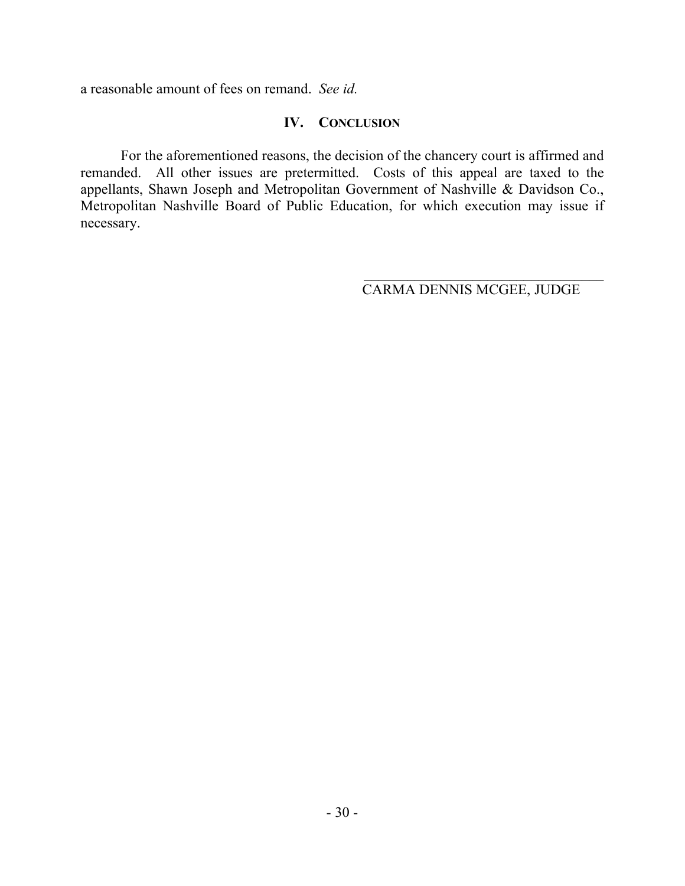a reasonable amount of fees on remand. *See id.*

## IV. Conclusion

For the aforementioned reasons, the decision of the chancery court is affirmed and remanded. All other issues are pretermitted. Costs of this appeal are taxed to the appellants, Shawn Joseph and Metropolitan Government of Nashville & Davidson Co., Metropolitan Nashville Board of Public Education, for which execution may issue if necessary.

\_\_\_\_\_\_\_\_\_\_\_\_\_\_\_\_\_\_\_\_\_\_\_\_\_\_\_\_\_\_\_\_\_\_\_

CARMA DENNIS MCGEE, JUDGE